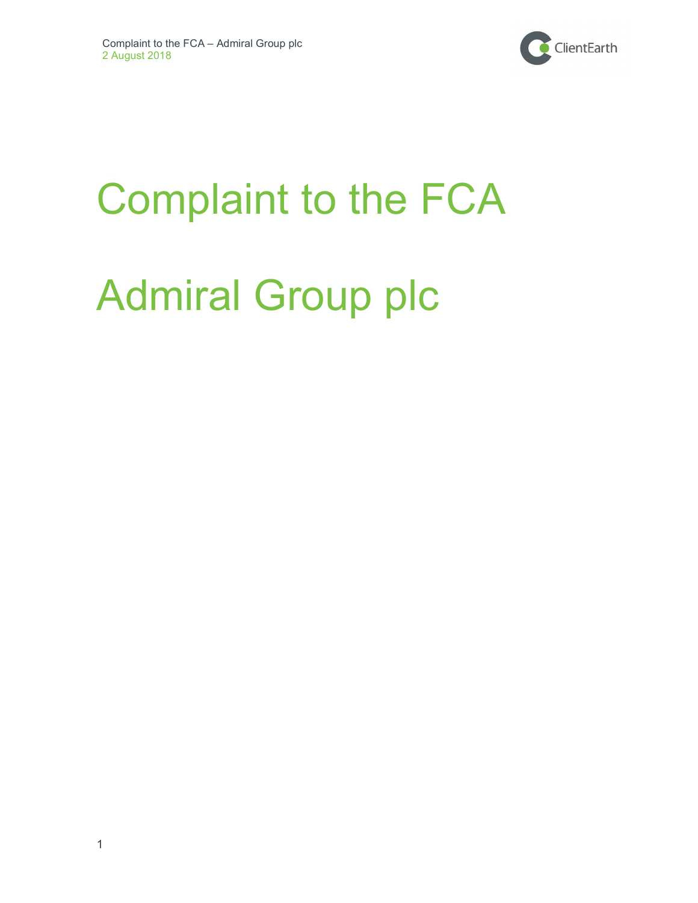# Complaint to the FCA

# Admiral Group plc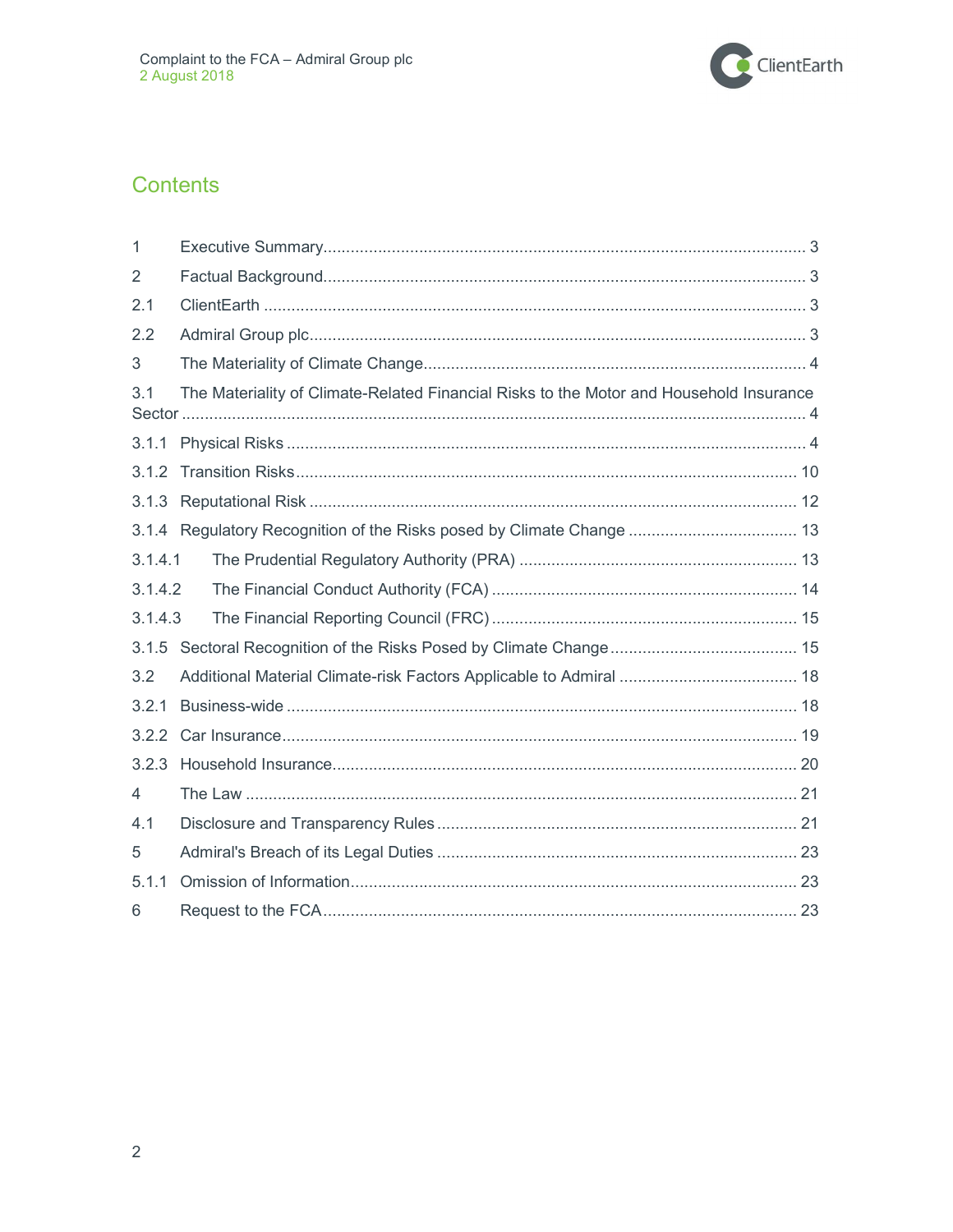## Contents

| | | |
|---|---|---|
| 1 | Executive Summary | 3 |
| 2 | Factual Background | 3 |
| 2.1 | ClientEarth | 3 |
| 2.2 | Admiral Group plc | 3 |
| 3 | The Materiality of Climate Change | 4 |
| 3.1 | The Materiality of Climate-Related Financial Risks to the Motor and Household Insurance Sector | 4 |
| 3.1.1 | Physical Risks | 4 |
| 3.1.2 | Transition Risks | 10 |
| 3.1.3 | Reputational Risk | 12 |
| 3.1.4 | Regulatory Recognition of the Risks posed by Climate Change | 13 |
| 3.1.4.1 | The Prudential Regulatory Authority (PRA) | 13 |
| 3.1.4.2 | The Financial Conduct Authority (FCA) | 14 |
| 3.1.4.3 | The Financial Reporting Council (FRC) | 15 |
| 3.1.5 | Sectoral Recognition of the Risks Posed by Climate Change | 15 |
| 3.2 | Additional Material Climate-risk Factors Applicable to Admiral | 18 |
| 3.2.1 | Business-wide | 18 |
| 3.2.2 | Car Insurance | 19 |
| 3.2.3 | Household Insurance | 20 |
| 4 | The Law | 21 |
| 4.1 | Disclosure and Transparency Rules | 21 |
| 5 | Admiral's Breach of its Legal Duties | 23 |
| 5.1.1 | Omission of Information | 23 |
| 6 | Request to the FCA | 23 |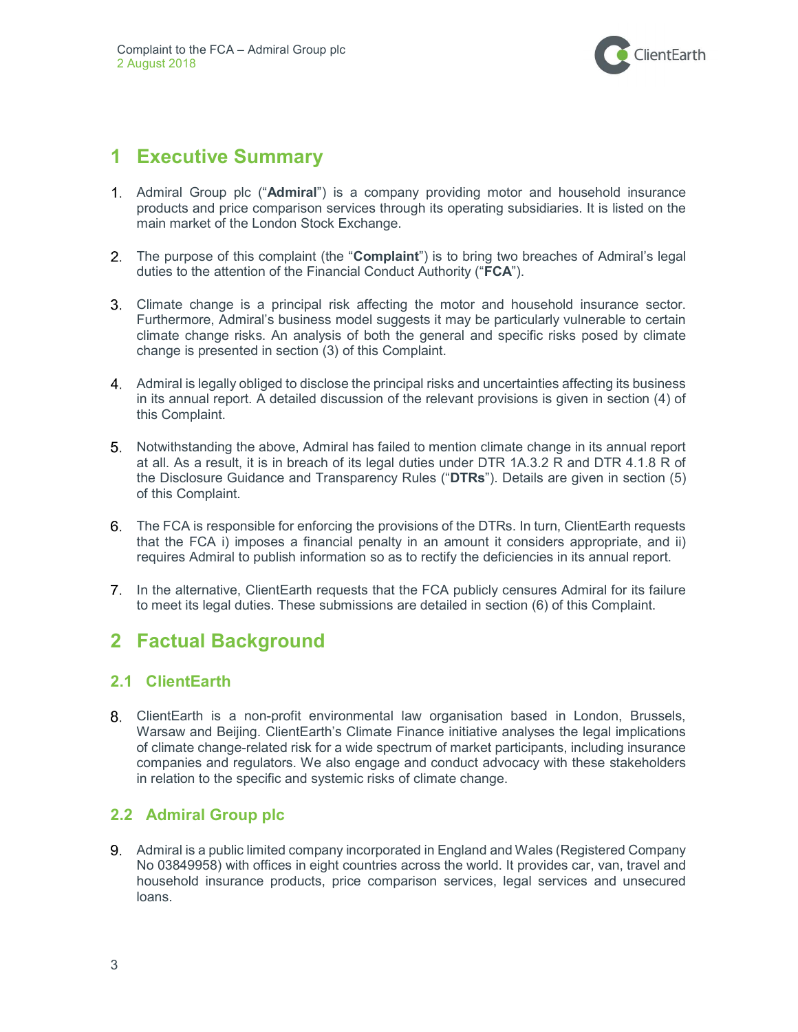# 1 Executive Summary

1. Admiral Group plc ("**Admiral**") is a company providing motor and household insurance products and price comparison services through its operating subsidiaries. It is listed on the main market of the London Stock Exchange.

2. The purpose of this complaint (the "**Complaint**") is to bring two breaches of Admiral's legal duties to the attention of the Financial Conduct Authority ("**FCA**").

3. Climate change is a principal risk affecting the motor and household insurance sector. Furthermore, Admiral's business model suggests it may be particularly vulnerable to certain climate change risks. An analysis of both the general and specific risks posed by climate change is presented in section (3) of this Complaint.

4. Admiral is legally obliged to disclose the principal risks and uncertainties affecting its business in its annual report. A detailed discussion of the relevant provisions is given in section (4) of this Complaint.

5. Notwithstanding the above, Admiral has failed to mention climate change in its annual report at all. As a result, it is in breach of its legal duties under DTR 1A.3.2 R and DTR 4.1.8 R of the Disclosure Guidance and Transparency Rules ("**DTRs**"). Details are given in section (5) of this Complaint.

6. The FCA is responsible for enforcing the provisions of the DTRs. In turn, ClientEarth requests that the FCA i) imposes a financial penalty in an amount it considers appropriate, and ii) requires Admiral to publish information so as to rectify the deficiencies in its annual report.

7. In the alternative, ClientEarth requests that the FCA publicly censures Admiral for its failure to meet its legal duties. These submissions are detailed in section (6) of this Complaint.

# 2 Factual Background

## 2.1 ClientEarth

8. ClientEarth is a non-profit environmental law organisation based in London, Brussels, Warsaw and Beijing. ClientEarth's Climate Finance initiative analyses the legal implications of climate change-related risk for a wide spectrum of market participants, including insurance companies and regulators. We also engage and conduct advocacy with these stakeholders in relation to the specific and systemic risks of climate change.

## 2.2 Admiral Group plc

9. Admiral is a public limited company incorporated in England and Wales (Registered Company No 03849958) with offices in eight countries across the world. It provides car, van, travel and household insurance products, price comparison services, legal services and unsecured loans.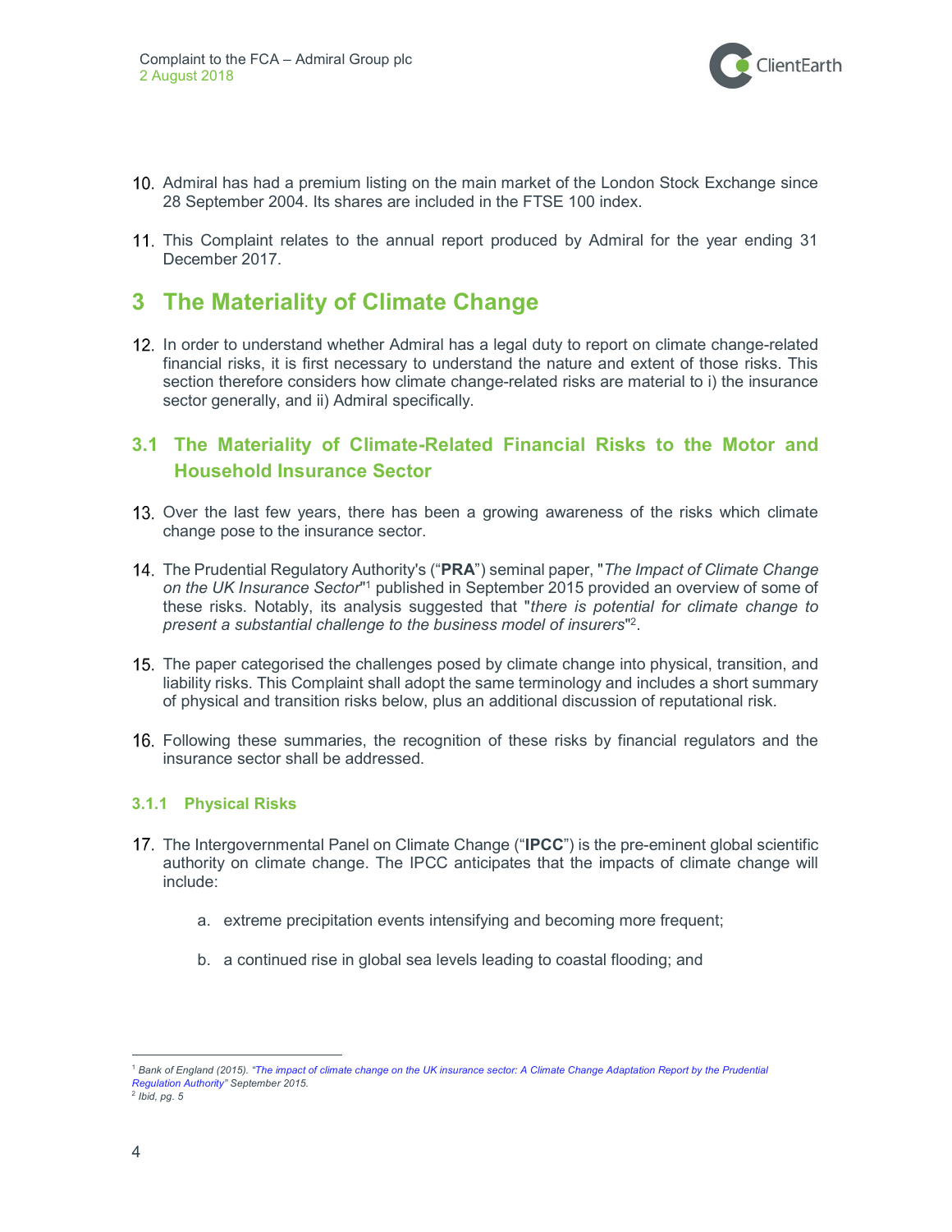10. Admiral has had a premium listing on the main market of the London Stock Exchange since 28 September 2004. Its shares are included in the FTSE 100 index.

11. This Complaint relates to the annual report produced by Admiral for the year ending 31 December 2017.

# 3 The Materiality of Climate Change

12. In order to understand whether Admiral has a legal duty to report on climate change-related financial risks, it is first necessary to understand the nature and extent of those risks. This section therefore considers how climate change-related risks are material to i) the insurance sector generally, and ii) Admiral specifically.

## 3.1 The Materiality of Climate-Related Financial Risks to the Motor and Household Insurance Sector

13. Over the last few years, there has been a growing awareness of the risks which climate change pose to the insurance sector.

14. The Prudential Regulatory Authority's ("**PRA**") seminal paper, "*The Impact of Climate Change on the UK Insurance Sector*"[1] published in September 2015 provided an overview of some of these risks. Notably, its analysis suggested that "*there is potential for climate change to present a substantial challenge to the business model of insurers*"[2].

15. The paper categorised the challenges posed by climate change into physical, transition, and liability risks. This Complaint shall adopt the same terminology and includes a short summary of physical and transition risks below, plus an additional discussion of reputational risk.

16. Following these summaries, the recognition of these risks by financial regulators and the insurance sector shall be addressed.

### 3.1.1 Physical Risks

17. The Intergovernmental Panel on Climate Change ("**IPCC**") is the pre-eminent global scientific authority on climate change. The IPCC anticipates that the impacts of climate change will include:

    a. extreme precipitation events intensifying and becoming more frequent;

    b. a continued rise in global sea levels leading to coastal flooding; and

---

[1] *Bank of England (2015). "The impact of climate change on the UK insurance sector: A Climate Change Adaptation Report by the Prudential Regulation Authority" September 2015.*

[2] *Ibid, pg. 5*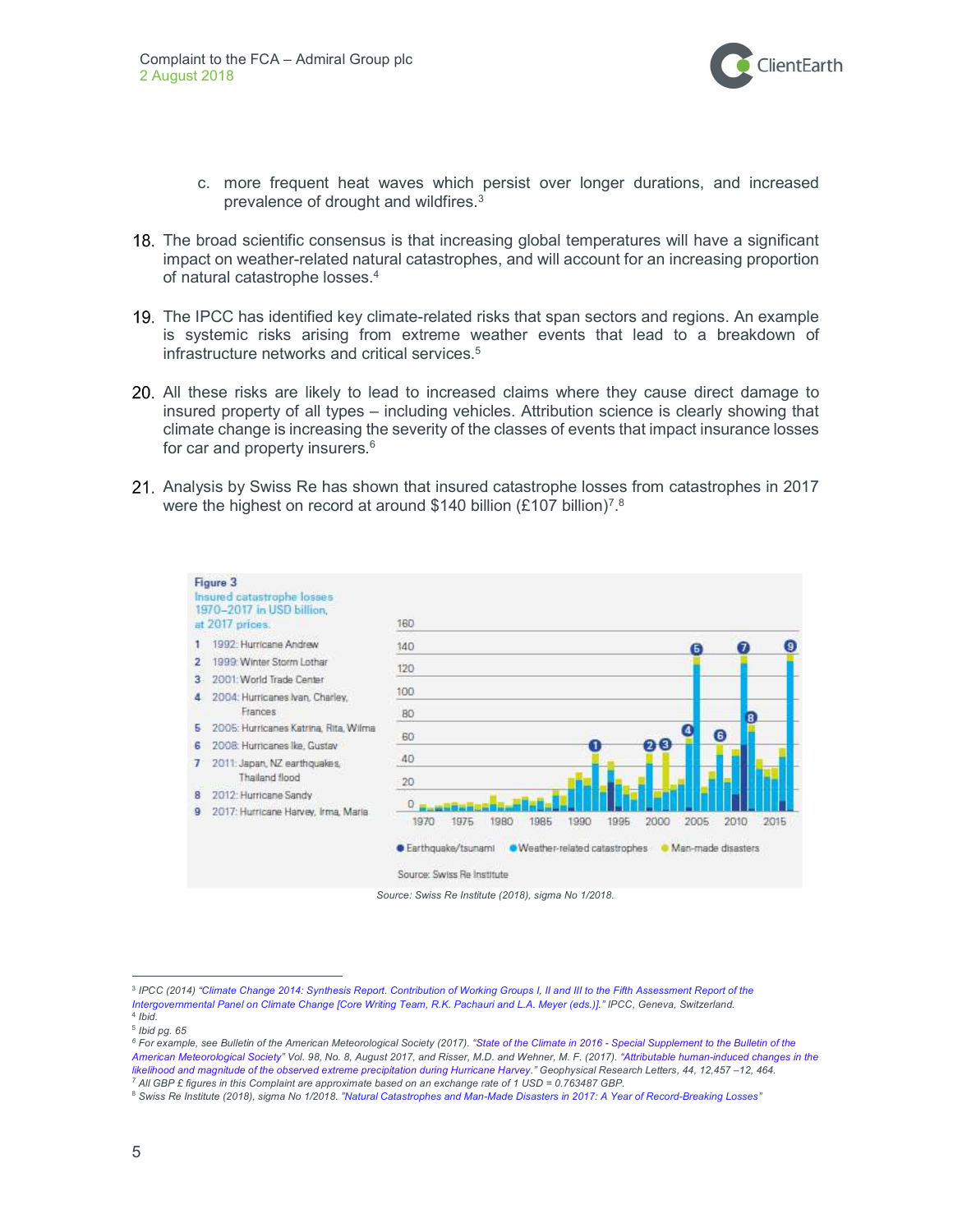c. more frequent heat waves which persist over longer durations, and increased prevalence of drought and wildfires.[3]

18. The broad scientific consensus is that increasing global temperatures will have a significant impact on weather-related natural catastrophes, and will account for an increasing proportion of natural catastrophe losses.[4]

19. The IPCC has identified key climate-related risks that span sectors and regions. An example is systemic risks arising from extreme weather events that lead to a breakdown of infrastructure networks and critical services.[5]

20. All these risks are likely to lead to increased claims where they cause direct damage to insured property of all types – including vehicles. Attribution science is clearly showing that climate change is increasing the severity of the classes of events that impact insurance losses for car and property insurers.[6]

21. Analysis by Swiss Re has shown that insured catastrophe losses from catastrophes in 2017 were the highest on record at around $140 billion (£107 billion)[7].[8]

**Figure 3**
Insured catastrophe losses 1970–2017 in USD billion, at 2017 prices.

1. 1992: Hurricane Andrew
2. 1999: Winter Storm Lothar
3. 2001: World Trade Center
4. 2004: Hurricanes Ivan, Charley, Frances
5. 2005: Hurricanes Katrina, Rita, Wilma
6. 2008: Hurricanes Ike, Gustav
7. 2011: Japan, NZ earthquakes, Thailand flood
8. 2012: Hurricane Sandy
9. 2017: Hurricane Harvey, Irma, Maria

● Earthquake/tsunami ● Weather-related catastrophes ● Man-made disasters

Source: Swiss Re Institute

*Source: Swiss Re Institute (2018), sigma No 1/2018.*

---

[3] IPCC (2014) "Climate Change 2014: Synthesis Report. Contribution of Working Groups I, II and III to the Fifth Assessment Report of the Intergovernmental Panel on Climate Change [Core Writing Team, R.K. Pachauri and L.A. Meyer (eds.)]." IPCC, Geneva, Switzerland.

[4] Ibid.

[5] Ibid pg. 65

[6] For example, see Bulletin of the American Meteorological Society (2017). "State of the Climate in 2016 - Special Supplement to the Bulletin of the American Meteorological Society" Vol. 98, No. 8, August 2017, and Risser, M.D. and Wehner, M. F. (2017). "Attributable human-induced changes in the likelihood and magnitude of the observed extreme precipitation during Hurricane Harvey." Geophysical Research Letters, 44, 12,457 –12, 464.

[7] All GBP £ figures in this Complaint are approximate based on an exchange rate of 1 USD = 0.763487 GBP.

[8] Swiss Re Institute (2018), sigma No 1/2018. "Natural Catastrophes and Man-Made Disasters in 2017: A Year of Record-Breaking Losses"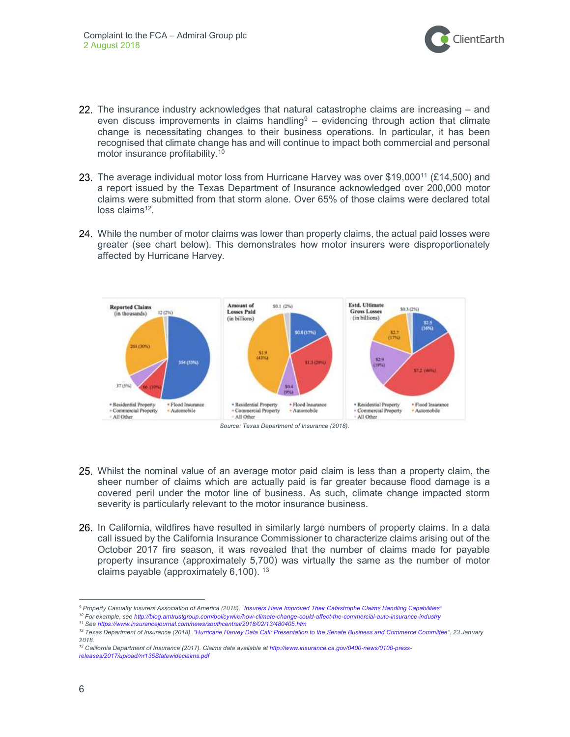22. The insurance industry acknowledges that natural catastrophe claims are increasing – and even discuss improvements in claims handling[9] – evidencing through action that climate change is necessitating changes to their business operations. In particular, it has been recognised that climate change has and will continue to impact both commercial and personal motor insurance profitability.[10]

23. The average individual motor loss from Hurricane Harvey was over \$19,000[11] (£14,500) and a report issued by the Texas Department of Insurance acknowledged over 200,000 motor claims were submitted from that storm alone. Over 65% of those claims were declared total loss claims[12].

24. While the number of motor claims was lower than property claims, the actual paid losses were greater (see chart below). This demonstrates how motor insurers were disproportionately affected by Hurricane Harvey.

Source: Texas Department of Insurance (2018).

25. Whilst the nominal value of an average motor paid claim is less than a property claim, the sheer number of claims which are actually paid is far greater because flood damage is a covered peril under the motor line of business. As such, climate change impacted storm severity is particularly relevant to the motor insurance business.

26. In California, wildfires have resulted in similarly large numbers of property claims. In a data call issued by the California Insurance Commissioner to characterize claims arising out of the October 2017 fire season, it was revealed that the number of claims made for payable property insurance (approximately 5,700) was virtually the same as the number of motor claims payable (approximately 6,100). [13]

---

[9] Property Casualty Insurers Association of America (2018). "Insurers Have Improved Their Catastrophe Claims Handling Capabilities"

[10] For example, see http://blog.amtrustgroup.com/policywire/how-climate-change-could-affect-the-commercial-auto-insurance-industry

[11] See https://www.insurancejournal.com/news/southcentral/2018/02/13/480405.htm

[12] Texas Department of Insurance (2018). "Hurricane Harvey Data Call: Presentation to the Senate Business and Commerce Committee". 23 January 2018.

[13] California Department of Insurance (2017). Claims data available at http://www.insurance.ca.gov/0400-news/0100-press-releases/2017/upload/nr135Statewideclaims.pdf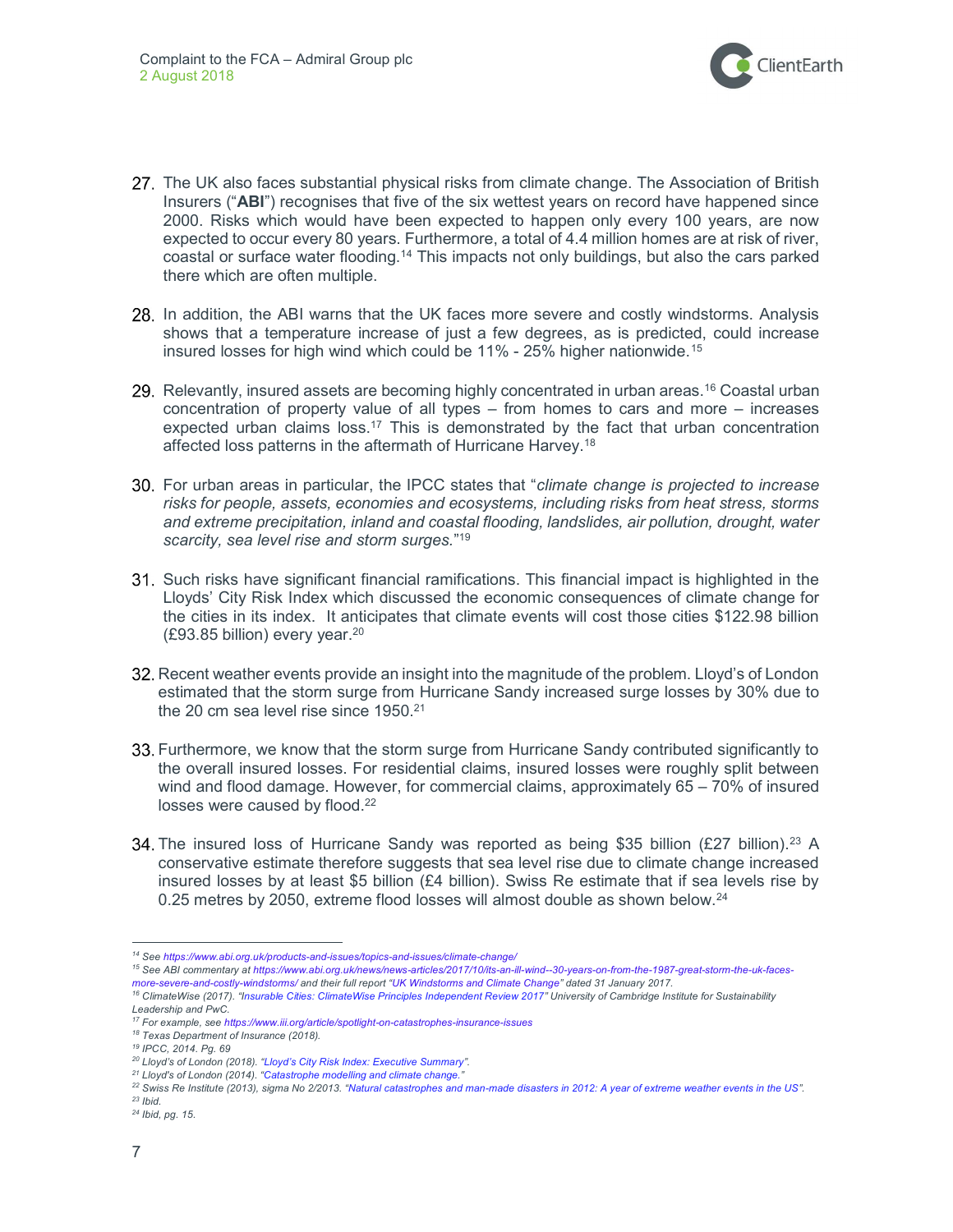27. The UK also faces substantial physical risks from climate change. The Association of British Insurers ("**ABI**") recognises that five of the six wettest years on record have happened since 2000. Risks which would have been expected to happen only every 100 years, are now expected to occur every 80 years. Furthermore, a total of 4.4 million homes are at risk of river, coastal or surface water flooding.[14] This impacts not only buildings, but also the cars parked there which are often multiple.

28. In addition, the ABI warns that the UK faces more severe and costly windstorms. Analysis shows that a temperature increase of just a few degrees, as is predicted, could increase insured losses for high wind which could be 11% - 25% higher nationwide.[15]

29. Relevantly, insured assets are becoming highly concentrated in urban areas.[16] Coastal urban concentration of property value of all types – from homes to cars and more – increases expected urban claims loss.[17] This is demonstrated by the fact that urban concentration affected loss patterns in the aftermath of Hurricane Harvey.[18]

30. For urban areas in particular, the IPCC states that "*climate change is projected to increase risks for people, assets, economies and ecosystems, including risks from heat stress, storms and extreme precipitation, inland and coastal flooding, landslides, air pollution, drought, water scarcity, sea level rise and storm surges.*"[19]

31. Such risks have significant financial ramifications. This financial impact is highlighted in the Lloyds' City Risk Index which discussed the economic consequences of climate change for the cities in its index. It anticipates that climate events will cost those cities $122.98 billion (£93.85 billion) every year.[20]

32. Recent weather events provide an insight into the magnitude of the problem. Lloyd's of London estimated that the storm surge from Hurricane Sandy increased surge losses by 30% due to the 20 cm sea level rise since 1950.[21]

33. Furthermore, we know that the storm surge from Hurricane Sandy contributed significantly to the overall insured losses. For residential claims, insured losses were roughly split between wind and flood damage. However, for commercial claims, approximately 65 – 70% of insured losses were caused by flood.[22]

34. The insured loss of Hurricane Sandy was reported as being $35 billion (£27 billion).[23] A conservative estimate therefore suggests that sea level rise due to climate change increased insured losses by at least $5 billion (£4 billion). Swiss Re estimate that if sea levels rise by 0.25 metres by 2050, extreme flood losses will almost double as shown below.[24]

---

[14] See https://www.abi.org.uk/products-and-issues/topics-and-issues/climate-change/

[15] See ABI commentary at https://www.abi.org.uk/news/news-articles/2017/10/its-an-ill-wind--30-years-on-from-the-1987-great-storm-the-uk-faces-more-severe-and-costly-windstorms/ and their full report "UK Windstorms and Climate Change" dated 31 January 2017.

[16] ClimateWise (2017). "Insurable Cities: ClimateWise Principles Independent Review 2017" University of Cambridge Institute for Sustainability Leadership and PwC.

[17] For example, see https://www.iii.org/article/spotlight-on-catastrophes-insurance-issues

[18] Texas Department of Insurance (2018).

[19] IPCC, 2014. Pg. 69

[20] Lloyd's of London (2018). "Lloyd's City Risk Index: Executive Summary".

[21] Lloyd's of London (2014). "Catastrophe modelling and climate change."

[22] Swiss Re Institute (2013), sigma No 2/2013. "Natural catastrophes and man-made disasters in 2012: A year of extreme weather events in the US".

[23] Ibid.

[24] Ibid, pg. 15.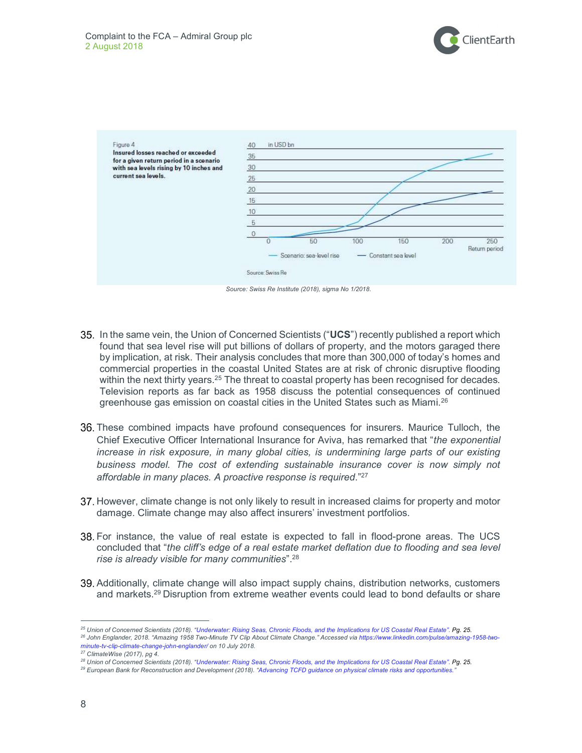Figure 4
**Insured losses reached or exceeded for a given return period in a scenario with sea levels rising by 10 inches and current sea levels.**

Source: Swiss Re

*Source: Swiss Re Institute (2018), sigma No 1/2018.*

35. In the same vein, the Union of Concerned Scientists ("**UCS**") recently published a report which found that sea level rise will put billions of dollars of property, and the motors garaged there by implication, at risk. Their analysis concludes that more than 300,000 of today's homes and commercial properties in the coastal United States are at risk of chronic disruptive flooding within the next thirty years.[25] The threat to coastal property has been recognised for decades. Television reports as far back as 1958 discuss the potential consequences of continued greenhouse gas emission on coastal cities in the United States such as Miami.[26]

36. These combined impacts have profound consequences for insurers. Maurice Tulloch, the Chief Executive Officer International Insurance for Aviva, has remarked that "*the exponential increase in risk exposure, in many global cities, is undermining large parts of our existing business model. The cost of extending sustainable insurance cover is now simply not affordable in many places. A proactive response is required.*"[27]

37. However, climate change is not only likely to result in increased claims for property and motor damage. Climate change may also affect insurers' investment portfolios.

38. For instance, the value of real estate is expected to fall in flood-prone areas. The UCS concluded that "*the cliff's edge of a real estate market deflation due to flooding and sea level rise is already visible for many communities*".[28]

39. Additionally, climate change will also impact supply chains, distribution networks, customers and markets.[29] Disruption from extreme weather events could lead to bond defaults or share

---

[25] Union of Concerned Scientists (2018). "Underwater: Rising Seas, Chronic Floods, and the Implications for US Coastal Real Estate". Pg. 25.
[26] John Englander, 2018. "Amazing 1958 Two-Minute TV Clip About Climate Change." Accessed via https://www.linkedin.com/pulse/amazing-1958-two-minute-tv-clip-climate-change-john-englander/ on 10 July 2018.
[27] ClimateWise (2017), pg 4.
[28] Union of Concerned Scientists (2018). "Underwater: Rising Seas, Chronic Floods, and the Implications for US Coastal Real Estate". Pg. 25.
[29] European Bank for Reconstruction and Development (2018). "Advancing TCFD guidance on physical climate risks and opportunities."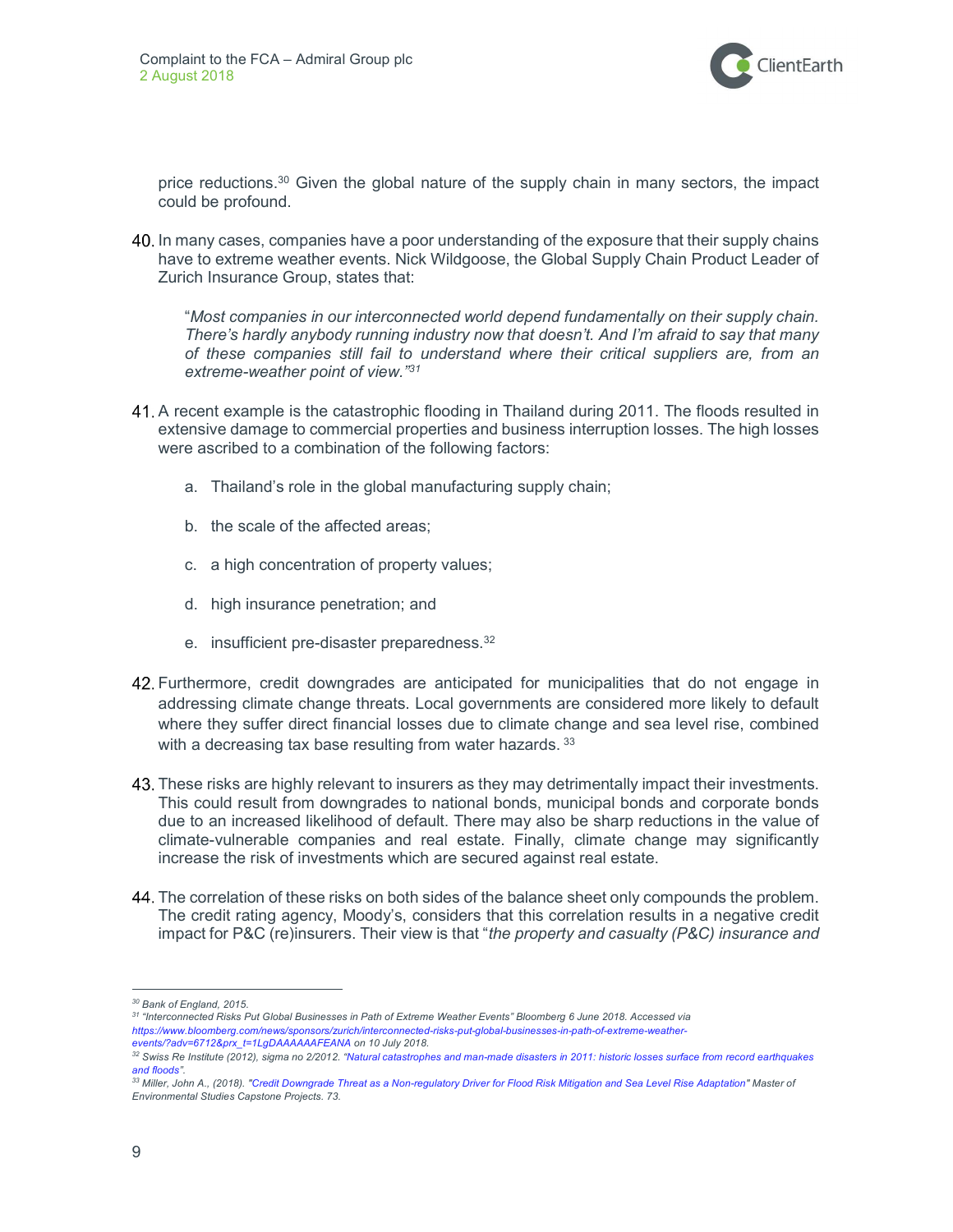price reductions.[30] Given the global nature of the supply chain in many sectors, the impact could be profound.

40. In many cases, companies have a poor understanding of the exposure that their supply chains have to extreme weather events. Nick Wildgoose, the Global Supply Chain Product Leader of Zurich Insurance Group, states that:

> "*Most companies in our interconnected world depend fundamentally on their supply chain. There's hardly anybody running industry now that doesn't. And I'm afraid to say that many of these companies still fail to understand where their critical suppliers are, from an extreme-weather point of view.*"[31]

41. A recent example is the catastrophic flooding in Thailand during 2011. The floods resulted in extensive damage to commercial properties and business interruption losses. The high losses were ascribed to a combination of the following factors:

    a. Thailand's role in the global manufacturing supply chain;

    b. the scale of the affected areas;

    c. a high concentration of property values;

    d. high insurance penetration; and

    e. insufficient pre-disaster preparedness.[32]

42. Furthermore, credit downgrades are anticipated for municipalities that do not engage in addressing climate change threats. Local governments are considered more likely to default where they suffer direct financial losses due to climate change and sea level rise, combined with a decreasing tax base resulting from water hazards.[33]

43. These risks are highly relevant to insurers as they may detrimentally impact their investments. This could result from downgrades to national bonds, municipal bonds and corporate bonds due to an increased likelihood of default. There may also be sharp reductions in the value of climate-vulnerable companies and real estate. Finally, climate change may significantly increase the risk of investments which are secured against real estate.

44. The correlation of these risks on both sides of the balance sheet only compounds the problem. The credit rating agency, Moody's, considers that this correlation results in a negative credit impact for P&C (re)insurers. Their view is that "*the property and casualty (P&C) insurance and*

---

[30] Bank of England, 2015.

[31] "Interconnected Risks Put Global Businesses in Path of Extreme Weather Events" Bloomberg 6 June 2018. Accessed via https://www.bloomberg.com/news/sponsors/zurich/interconnected-risks-put-global-businesses-in-path-of-extreme-weather-events/?adv=6712&prx_t=1LgDAAAAAAFEANA on 10 July 2018.

[32] Swiss Re Institute (2012), sigma no 2/2012. "Natural catastrophes and man-made disasters in 2011: historic losses surface from record earthquakes and floods".

[33] Miller, John A., (2018). "Credit Downgrade Threat as a Non-regulatory Driver for Flood Risk Mitigation and Sea Level Rise Adaptation" Master of Environmental Studies Capstone Projects. 73.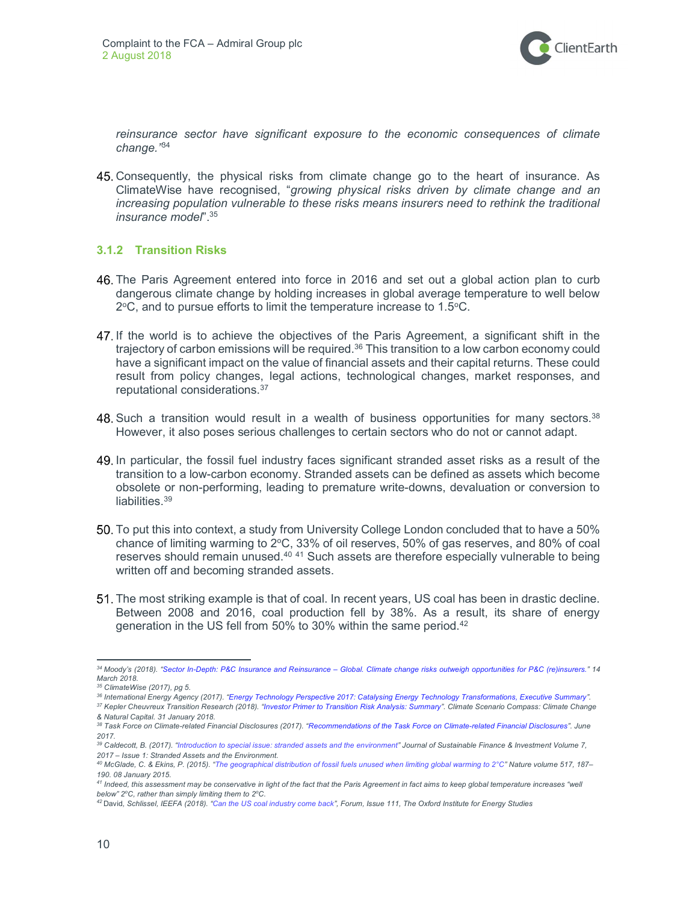*reinsurance sector have significant exposure to the economic consequences of climate change.*"[34]

45. Consequently, the physical risks from climate change go to the heart of insurance. As ClimateWise have recognised, "*growing physical risks driven by climate change and an increasing population vulnerable to these risks means insurers need to rethink the traditional insurance model*".[35]

### 3.1.2 Transition Risks

46. The Paris Agreement entered into force in 2016 and set out a global action plan to curb dangerous climate change by holding increases in global average temperature to well below 2°C, and to pursue efforts to limit the temperature increase to 1.5°C.

47. If the world is to achieve the objectives of the Paris Agreement, a significant shift in the trajectory of carbon emissions will be required.[36] This transition to a low carbon economy could have a significant impact on the value of financial assets and their capital returns. These could result from policy changes, legal actions, technological changes, market responses, and reputational considerations.[37]

48. Such a transition would result in a wealth of business opportunities for many sectors.[38] However, it also poses serious challenges to certain sectors who do not or cannot adapt.

49. In particular, the fossil fuel industry faces significant stranded asset risks as a result of the transition to a low-carbon economy. Stranded assets can be defined as assets which become obsolete or non-performing, leading to premature write-downs, devaluation or conversion to liabilities.[39]

50. To put this into context, a study from University College London concluded that to have a 50% chance of limiting warming to 2°C, 33% of oil reserves, 50% of gas reserves, and 80% of coal reserves should remain unused.[40] [41] Such assets are therefore especially vulnerable to being written off and becoming stranded assets.

51. The most striking example is that of coal. In recent years, US coal has been in drastic decline. Between 2008 and 2016, coal production fell by 38%. As a result, its share of energy generation in the US fell from 50% to 30% within the same period.[42]

---

[34] *Moody's (2018). "Sector In-Depth: P&C Insurance and Reinsurance – Global. Climate change risks outweigh opportunities for P&C (re)insurers." 14 March 2018.*

[35] *ClimateWise (2017), pg 5.*

[36] *International Energy Agency (2017). "Energy Technology Perspective 2017: Catalysing Energy Technology Transformations, Executive Summary".*

[37] *Kepler Cheuvreux Transition Research (2018). "Investor Primer to Transition Risk Analysis: Summary". Climate Scenario Compass: Climate Change & Natural Capital. 31 January 2018.*

[38] *Task Force on Climate-related Financial Disclosures (2017). "Recommendations of the Task Force on Climate-related Financial Disclosures". June 2017.*

[39] *Caldecott, B. (2017). "Introduction to special issue: stranded assets and the environment" Journal of Sustainable Finance & Investment Volume 7, 2017 – Issue 1: Stranded Assets and the Environment.*

[40] *McGlade, C. & Ekins, P. (2015). "The geographical distribution of fossil fuels unused when limiting global warming to 2°C" Nature volume 517, 187–190. 08 January 2015.*

[41] *Indeed, this assessment may be conservative in light of the fact that the Paris Agreement in fact aims to keep global temperature increases "well below" 2°C, rather than simply limiting them to 2°C.*

[42] David, *Schlissel, IEEFA (2018). "Can the US coal industry come back", Forum, Issue 111, The Oxford Institute for Energy Studies*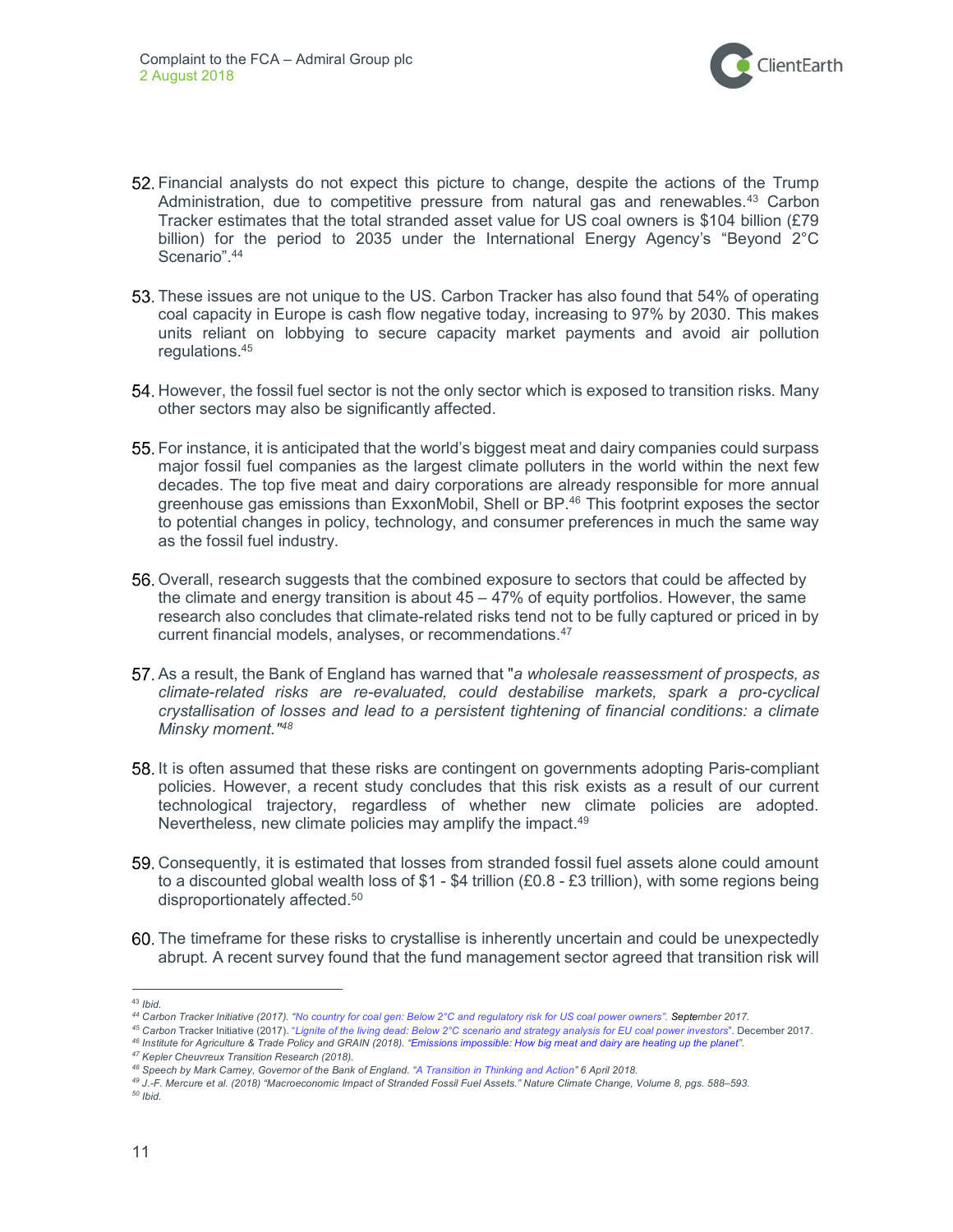52. Financial analysts do not expect this picture to change, despite the actions of the Trump Administration, due to competitive pressure from natural gas and renewables.[43] Carbon Tracker estimates that the total stranded asset value for US coal owners is $104 billion (£79 billion) for the period to 2035 under the International Energy Agency's "Beyond 2°C Scenario".[44]

53. These issues are not unique to the US. Carbon Tracker has also found that 54% of operating coal capacity in Europe is cash flow negative today, increasing to 97% by 2030. This makes units reliant on lobbying to secure capacity market payments and avoid air pollution regulations.[45]

54. However, the fossil fuel sector is not the only sector which is exposed to transition risks. Many other sectors may also be significantly affected.

55. For instance, it is anticipated that the world's biggest meat and dairy companies could surpass major fossil fuel companies as the largest climate polluters in the world within the next few decades. The top five meat and dairy corporations are already responsible for more annual greenhouse gas emissions than ExxonMobil, Shell or BP.[46] This footprint exposes the sector to potential changes in policy, technology, and consumer preferences in much the same way as the fossil fuel industry.

56. Overall, research suggests that the combined exposure to sectors that could be affected by the climate and energy transition is about 45 – 47% of equity portfolios. However, the same research also concludes that climate-related risks tend not to be fully captured or priced in by current financial models, analyses, or recommendations.[47]

57. As a result, the Bank of England has warned that "*a wholesale reassessment of prospects, as climate-related risks are re-evaluated, could destabilise markets, spark a pro-cyclical crystallisation of losses and lead to a persistent tightening of financial conditions: a climate Minsky moment.*"[48]

58. It is often assumed that these risks are contingent on governments adopting Paris-compliant policies. However, a recent study concludes that this risk exists as a result of our current technological trajectory, regardless of whether new climate policies are adopted. Nevertheless, new climate policies may amplify the impact.[49]

59. Consequently, it is estimated that losses from stranded fossil fuel assets alone could amount to a discounted global wealth loss of $1 - $4 trillion (£0.8 - £3 trillion), with some regions being disproportionately affected.[50]

60. The timeframe for these risks to crystallise is inherently uncertain and could be unexpectedly abrupt. A recent survey found that the fund management sector agreed that transition risk will

---

[43] *Ibid.*

[44] *Carbon Tracker Initiative (2017). "No country for coal gen: Below 2°C and regulatory risk for US coal power owners". September 2017.*

[45] *Carbon Tracker Initiative (2017). "Lignite of the living dead: Below 2°C scenario and strategy analysis for EU coal power investors". December 2017.*

[46] *Institute for Agriculture & Trade Policy and GRAIN (2018). "Emissions impossible: How big meat and dairy are heating up the planet".*

[47] *Kepler Cheuvreux Transition Research (2018).*

[48] *Speech by Mark Carney, Governor of the Bank of England. "A Transition in Thinking and Action" 6 April 2018.*

[49] *J.-F. Mercure et al. (2018) "Macroeconomic Impact of Stranded Fossil Fuel Assets." Nature Climate Change, Volume 8, pgs. 588–593.*

[50] *Ibid.*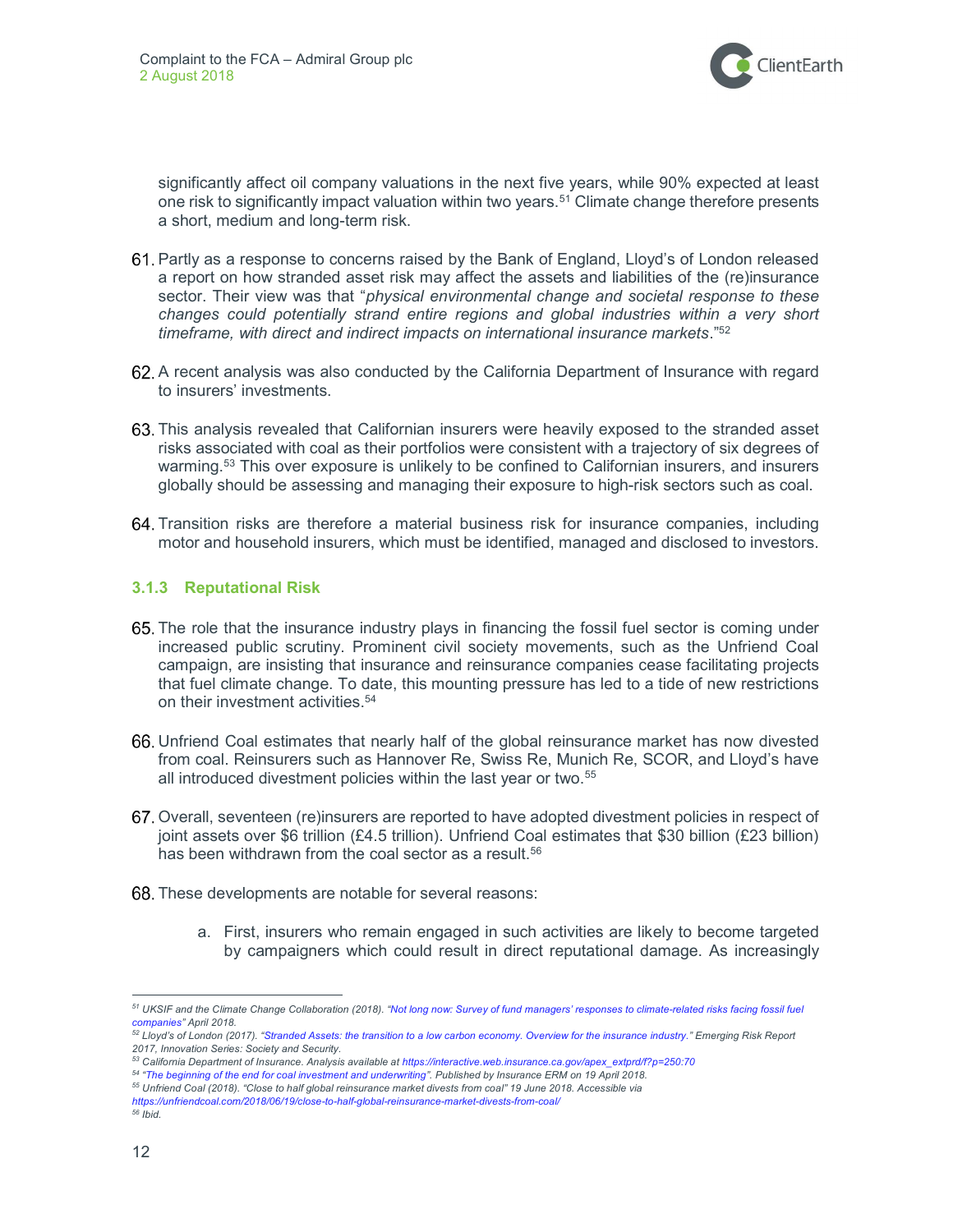significantly affect oil company valuations in the next five years, while 90% expected at least one risk to significantly impact valuation within two years.[51] Climate change therefore presents a short, medium and long-term risk.

61. Partly as a response to concerns raised by the Bank of England, Lloyd's of London released a report on how stranded asset risk may affect the assets and liabilities of the (re)insurance sector. Their view was that "*physical environmental change and societal response to these changes could potentially strand entire regions and global industries within a very short timeframe, with direct and indirect impacts on international insurance markets*."[52]

62. A recent analysis was also conducted by the California Department of Insurance with regard to insurers' investments.

63. This analysis revealed that Californian insurers were heavily exposed to the stranded asset risks associated with coal as their portfolios were consistent with a trajectory of six degrees of warming.[53] This over exposure is unlikely to be confined to Californian insurers, and insurers globally should be assessing and managing their exposure to high-risk sectors such as coal.

64. Transition risks are therefore a material business risk for insurance companies, including motor and household insurers, which must be identified, managed and disclosed to investors.

### 3.1.3 Reputational Risk

65. The role that the insurance industry plays in financing the fossil fuel sector is coming under increased public scrutiny. Prominent civil society movements, such as the Unfriend Coal campaign, are insisting that insurance and reinsurance companies cease facilitating projects that fuel climate change. To date, this mounting pressure has led to a tide of new restrictions on their investment activities.[54]

66. Unfriend Coal estimates that nearly half of the global reinsurance market has now divested from coal. Reinsurers such as Hannover Re, Swiss Re, Munich Re, SCOR, and Lloyd's have all introduced divestment policies within the last year or two.[55]

67. Overall, seventeen (re)insurers are reported to have adopted divestment policies in respect of joint assets over $6 trillion (£4.5 trillion). Unfriend Coal estimates that $30 billion (£23 billion) has been withdrawn from the coal sector as a result.[56]

68. These developments are notable for several reasons:

    a. First, insurers who remain engaged in such activities are likely to become targeted by campaigners which could result in direct reputational damage. As increasingly

---

[51] UKSIF and the Climate Change Collaboration (2018). "Not long now: Survey of fund managers' responses to climate-related risks facing fossil fuel companies" April 2018.

[52] Lloyd's of London (2017). "Stranded Assets: the transition to a low carbon economy. Overview for the insurance industry." Emerging Risk Report 2017, Innovation Series: Society and Security.

[53] California Department of Insurance. Analysis available at https://interactive.web.insurance.ca.gov/apex_extprd/f?p=250:70

[54] "The beginning of the end for coal investment and underwriting". Published by Insurance ERM on 19 April 2018.

[55] Unfriend Coal (2018). "Close to half global reinsurance market divests from coal" 19 June 2018. Accessible via https://unfriendcoal.com/2018/06/19/close-to-half-global-reinsurance-market-divests-from-coal/

[56] Ibid.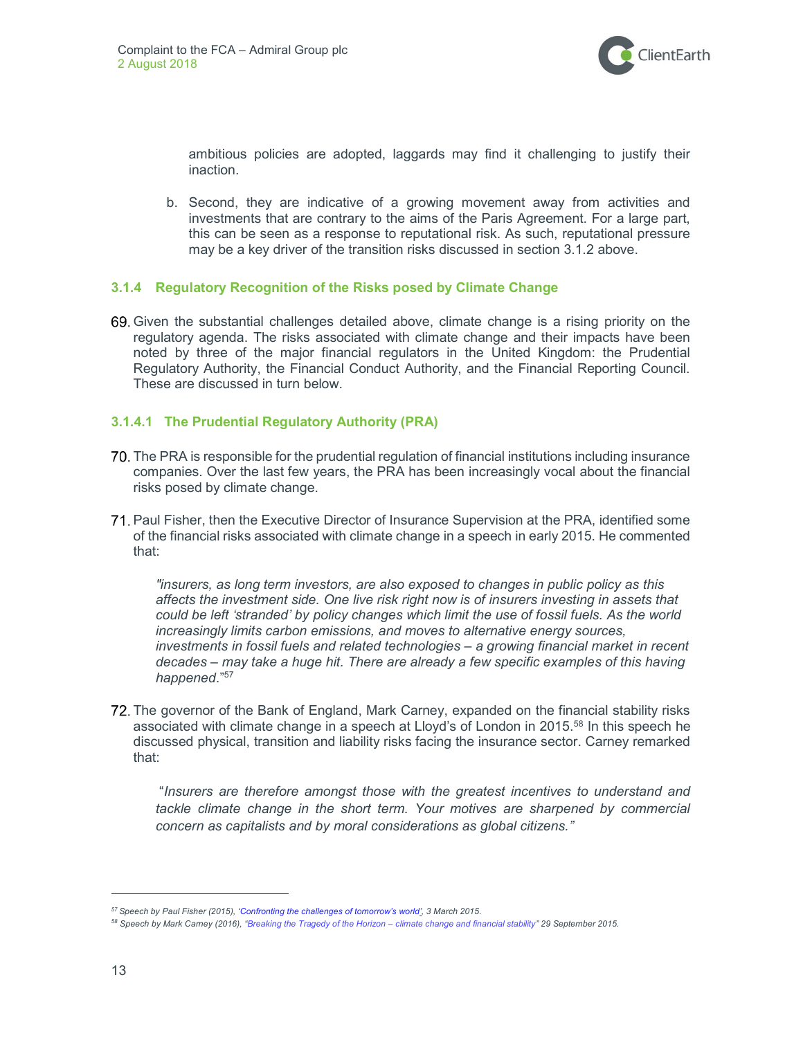ambitious policies are adopted, laggards may find it challenging to justify their inaction.

b. Second, they are indicative of a growing movement away from activities and investments that are contrary to the aims of the Paris Agreement. For a large part, this can be seen as a response to reputational risk. As such, reputational pressure may be a key driver of the transition risks discussed in section 3.1.2 above.

### 3.1.4 Regulatory Recognition of the Risks posed by Climate Change

69. Given the substantial challenges detailed above, climate change is a rising priority on the regulatory agenda. The risks associated with climate change and their impacts have been noted by three of the major financial regulators in the United Kingdom: the Prudential Regulatory Authority, the Financial Conduct Authority, and the Financial Reporting Council. These are discussed in turn below.

#### 3.1.4.1 The Prudential Regulatory Authority (PRA)

70. The PRA is responsible for the prudential regulation of financial institutions including insurance companies. Over the last few years, the PRA has been increasingly vocal about the financial risks posed by climate change.

71. Paul Fisher, then the Executive Director of Insurance Supervision at the PRA, identified some of the financial risks associated with climate change in a speech in early 2015. He commented that:

> *"insurers, as long term investors, are also exposed to changes in public policy as this affects the investment side. One live risk right now is of insurers investing in assets that could be left 'stranded' by policy changes which limit the use of fossil fuels. As the world increasingly limits carbon emissions, and moves to alternative energy sources, investments in fossil fuels and related technologies – a growing financial market in recent decades – may take a huge hit. There are already a few specific examples of this having happened*."[57]

72. The governor of the Bank of England, Mark Carney, expanded on the financial stability risks associated with climate change in a speech at Lloyd's of London in 2015.[58] In this speech he discussed physical, transition and liability risks facing the insurance sector. Carney remarked that:

> "*Insurers are therefore amongst those with the greatest incentives to understand and tackle climate change in the short term. Your motives are sharpened by commercial concern as capitalists and by moral considerations as global citizens."*

---

[57] *Speech by Paul Fisher (2015), 'Confronting the challenges of tomorrow's world', 3 March 2015.*

[58] *Speech by Mark Carney (2016), "Breaking the Tragedy of the Horizon – climate change and financial stability" 29 September 2015.*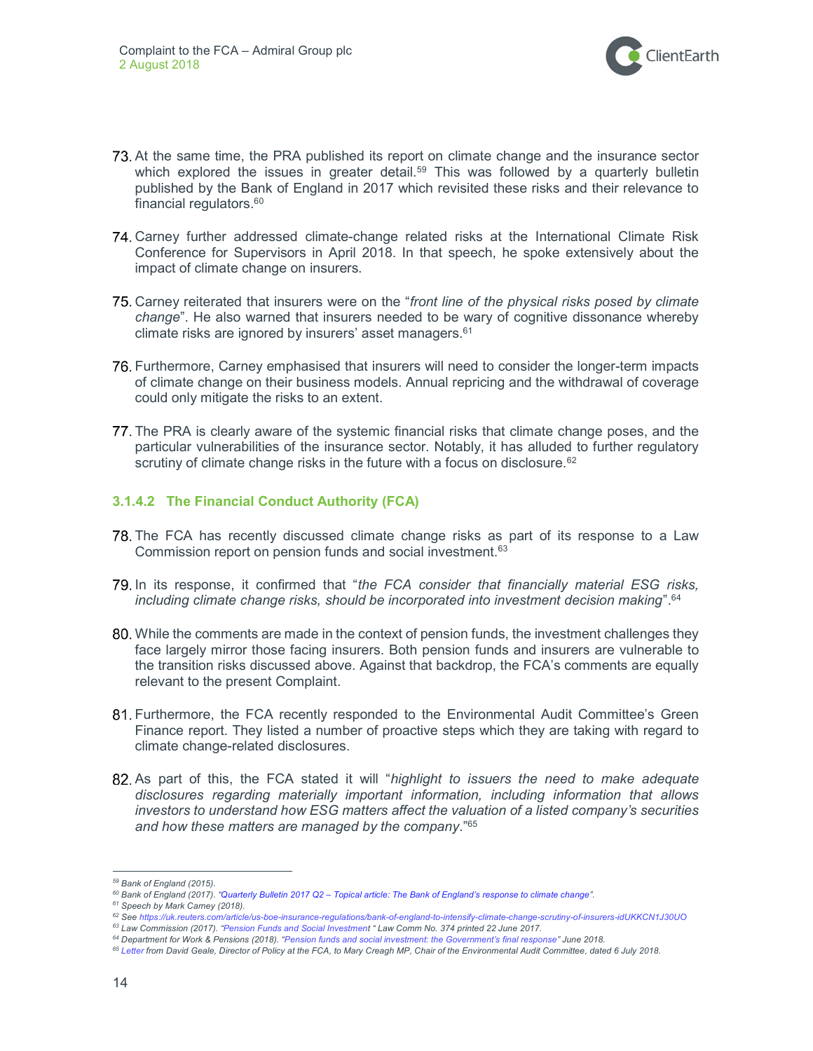73. At the same time, the PRA published its report on climate change and the insurance sector which explored the issues in greater detail.[59] This was followed by a quarterly bulletin published by the Bank of England in 2017 which revisited these risks and their relevance to financial regulators.[60]

74. Carney further addressed climate-change related risks at the International Climate Risk Conference for Supervisors in April 2018. In that speech, he spoke extensively about the impact of climate change on insurers.

75. Carney reiterated that insurers were on the "*front line of the physical risks posed by climate change*". He also warned that insurers needed to be wary of cognitive dissonance whereby climate risks are ignored by insurers' asset managers.[61]

76. Furthermore, Carney emphasised that insurers will need to consider the longer-term impacts of climate change on their business models. Annual repricing and the withdrawal of coverage could only mitigate the risks to an extent.

77. The PRA is clearly aware of the systemic financial risks that climate change poses, and the particular vulnerabilities of the insurance sector. Notably, it has alluded to further regulatory scrutiny of climate change risks in the future with a focus on disclosure.[62]

#### 3.1.4.2 The Financial Conduct Authority (FCA)

78. The FCA has recently discussed climate change risks as part of its response to a Law Commission report on pension funds and social investment.[63]

79. In its response, it confirmed that "*the FCA consider that financially material ESG risks, including climate change risks, should be incorporated into investment decision making*".[64]

80. While the comments are made in the context of pension funds, the investment challenges they face largely mirror those facing insurers. Both pension funds and insurers are vulnerable to the transition risks discussed above. Against that backdrop, the FCA's comments are equally relevant to the present Complaint.

81. Furthermore, the FCA recently responded to the Environmental Audit Committee's Green Finance report. They listed a number of proactive steps which they are taking with regard to climate change-related disclosures.

82. As part of this, the FCA stated it will "*highlight to issuers the need to make adequate disclosures regarding materially important information, including information that allows investors to understand how ESG matters affect the valuation of a listed company's securities and how these matters are managed by the company*."[65]

---

[59] *Bank of England (2015).*

[60] *Bank of England (2017). "Quarterly Bulletin 2017 Q2 – Topical article: The Bank of England's response to climate change".*

[61] *Speech by Mark Carney (2018).*

[62] *See https://uk.reuters.com/article/us-boe-insurance-regulations/bank-of-england-to-intensify-climate-change-scrutiny-of-insurers-idUKKCN1J30UO*

[63] *Law Commission (2017). "Pension Funds and Social Investment " Law Comm No. 374 printed 22 June 2017.*

[64] *Department for Work & Pensions (2018). "Pension funds and social investment: the Government's final response" June 2018.*

[65] *Letter from David Geale, Director of Policy at the FCA, to Mary Creagh MP, Chair of the Environmental Audit Committee, dated 6 July 2018.*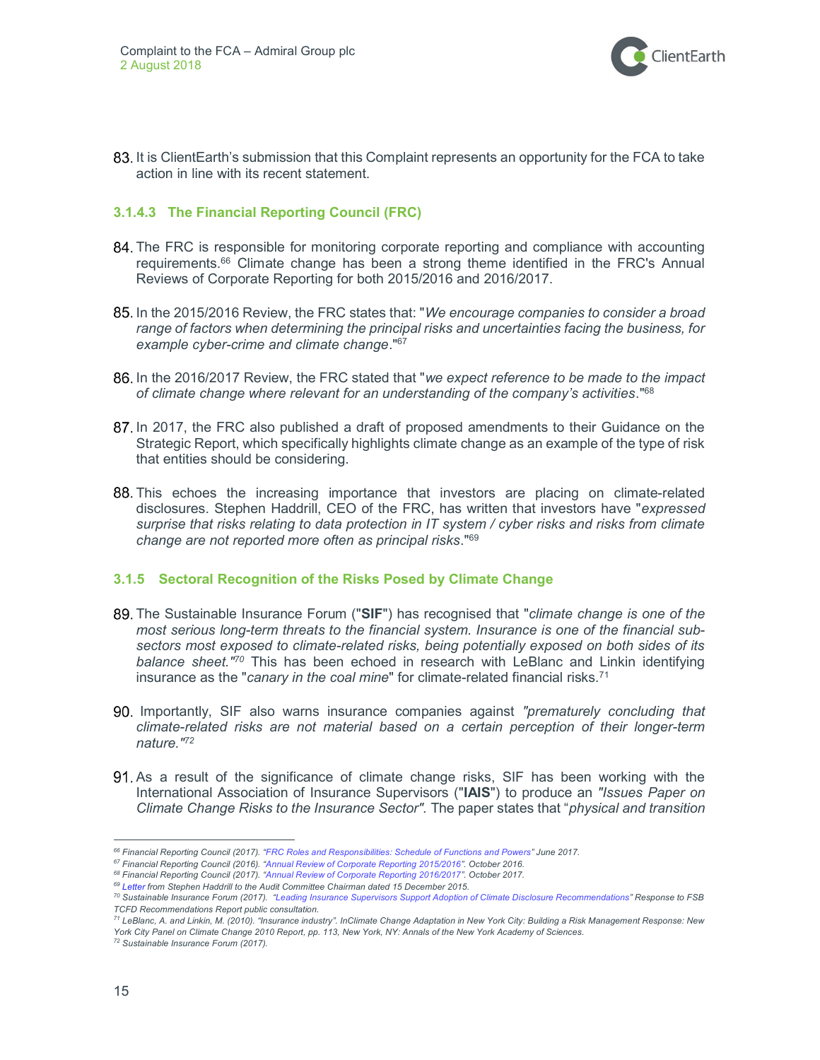83. It is ClientEarth's submission that this Complaint represents an opportunity for the FCA to take action in line with its recent statement.

#### 3.1.4.3 The Financial Reporting Council (FRC)

84. The FRC is responsible for monitoring corporate reporting and compliance with accounting requirements.[66] Climate change has been a strong theme identified in the FRC's Annual Reviews of Corporate Reporting for both 2015/2016 and 2016/2017.

85. In the 2015/2016 Review, the FRC states that: "*We encourage companies to consider a broad range of factors when determining the principal risks and uncertainties facing the business, for example cyber-crime and climate change*."[67]

86. In the 2016/2017 Review, the FRC stated that "*we expect reference to be made to the impact of climate change where relevant for an understanding of the company's activities*."[68]

87. In 2017, the FRC also published a draft of proposed amendments to their Guidance on the Strategic Report, which specifically highlights climate change as an example of the type of risk that entities should be considering.

88. This echoes the increasing importance that investors are placing on climate-related disclosures. Stephen Haddrill, CEO of the FRC, has written that investors have "*expressed surprise that risks relating to data protection in IT system / cyber risks and risks from climate change are not reported more often as principal risks*."[69]

### 3.1.5 Sectoral Recognition of the Risks Posed by Climate Change

89. The Sustainable Insurance Forum ("**SIF**") has recognised that "*climate change is one of the most serious long-term threats to the financial system. Insurance is one of the financial sub-sectors most exposed to climate-related risks, being potentially exposed on both sides of its balance sheet.*"[70] This has been echoed in research with LeBlanc and Linkin identifying insurance as the "*canary in the coal mine*" for climate-related financial risks.[71]

90. Importantly, SIF also warns insurance companies against *"prematurely concluding that climate-related risks are not material based on a certain perception of their longer-term nature."*[72]

91. As a result of the significance of climate change risks, SIF has been working with the International Association of Insurance Supervisors ("**IAIS**") to produce an *"Issues Paper on Climate Change Risks to the Insurance Sector".* The paper states that "*physical and transition*

---

[66] Financial Reporting Council (2017). "FRC Roles and Responsibilities: Schedule of Functions and Powers" June 2017.

[67] Financial Reporting Council (2016). "Annual Review of Corporate Reporting 2015/2016". October 2016.

[68] Financial Reporting Council (2017). "Annual Review of Corporate Reporting 2016/2017". October 2017.

[69] Letter from Stephen Haddrill to the Audit Committee Chairman dated 15 December 2015.

[70] Sustainable Insurance Forum (2017). "Leading Insurance Supervisors Support Adoption of Climate Disclosure Recommendations" Response to FSB TCFD Recommendations Report public consultation.

[71] LeBlanc, A. and Linkin, M. (2010). "Insurance industry". InClimate Change Adaptation in New York City: Building a Risk Management Response: New York City Panel on Climate Change 2010 Report, pp. 113, New York, NY: Annals of the New York Academy of Sciences.

[72] Sustainable Insurance Forum (2017).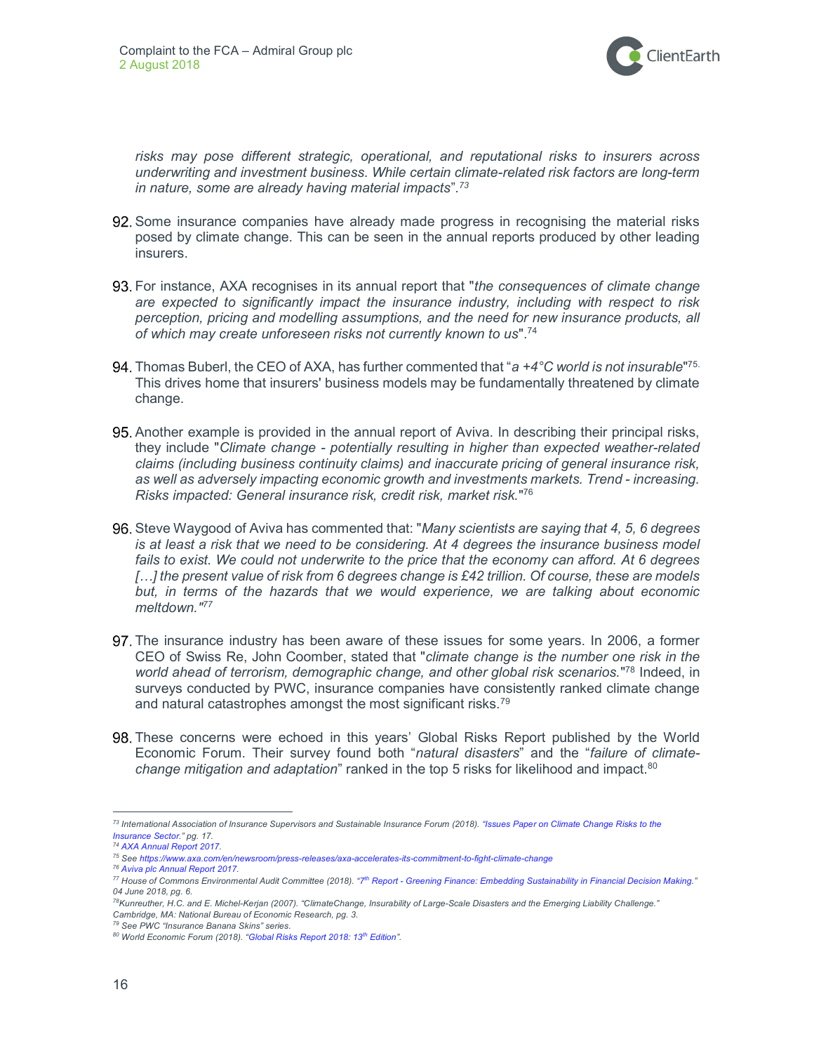*risks may pose different strategic, operational, and reputational risks to insurers across underwriting and investment business. While certain climate-related risk factors are long-term in nature, some are already having material impacts*".[73]

92. Some insurance companies have already made progress in recognising the material risks posed by climate change. This can be seen in the annual reports produced by other leading insurers.

93. For instance, AXA recognises in its annual report that "*the consequences of climate change are expected to significantly impact the insurance industry, including with respect to risk perception, pricing and modelling assumptions, and the need for new insurance products, all of which may create unforeseen risks not currently known to us*".[74]

94. Thomas Buberl, the CEO of AXA, has further commented that "*a +4°C world is not insurable*"[75]. This drives home that insurers' business models may be fundamentally threatened by climate change.

95. Another example is provided in the annual report of Aviva. In describing their principal risks, they include "*Climate change - potentially resulting in higher than expected weather-related claims (including business continuity claims) and inaccurate pricing of general insurance risk, as well as adversely impacting economic growth and investments markets. Trend - increasing. Risks impacted: General insurance risk, credit risk, market risk.*"[76]

96. Steve Waygood of Aviva has commented that: "*Many scientists are saying that 4, 5, 6 degrees is at least a risk that we need to be considering. At 4 degrees the insurance business model fails to exist. We could not underwrite to the price that the economy can afford. At 6 degrees […] the present value of risk from 6 degrees change is £42 trillion. Of course, these are models but, in terms of the hazards that we would experience, we are talking about economic meltdown.*"[77]

97. The insurance industry has been aware of these issues for some years. In 2006, a former CEO of Swiss Re, John Coomber, stated that "*climate change is the number one risk in the world ahead of terrorism, demographic change, and other global risk scenarios.*"[78] Indeed, in surveys conducted by PWC, insurance companies have consistently ranked climate change and natural catastrophes amongst the most significant risks.[79]

98. These concerns were echoed in this years' Global Risks Report published by the World Economic Forum. Their survey found both "*natural disasters*" and the "*failure of climate-change mitigation and adaptation*" ranked in the top 5 risks for likelihood and impact.[80]

---

[73] *International Association of Insurance Supervisors and Sustainable Insurance Forum (2018). "Issues Paper on Climate Change Risks to the Insurance Sector." pg. 17.*

[74] *AXA Annual Report 2017.*

[75] *See https://www.axa.com/en/newsroom/press-releases/axa-accelerates-its-commitment-to-fight-climate-change*

[76] *Aviva plc Annual Report 2017.*

[77] *House of Commons Environmental Audit Committee (2018). "7th Report - Greening Finance: Embedding Sustainability in Financial Decision Making." 04 June 2018, pg. 6.*

[78] *Kunreuther, H.C. and E. Michel-Kerjan (2007). "ClimateChange, Insurability of Large-Scale Disasters and the Emerging Liability Challenge." Cambridge, MA: National Bureau of Economic Research, pg. 3.*

[79] *See PWC "Insurance Banana Skins" series.*

[80] *World Economic Forum (2018). "Global Risks Report 2018: 13th Edition".*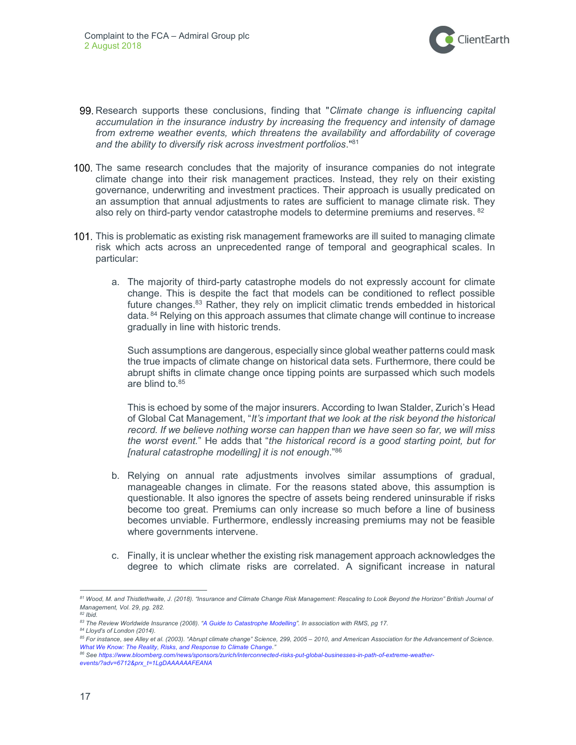99. Research supports these conclusions, finding that "*Climate change is influencing capital accumulation in the insurance industry by increasing the frequency and intensity of damage from extreme weather events, which threatens the availability and affordability of coverage and the ability to diversify risk across investment portfolios*."[81]

100. The same research concludes that the majority of insurance companies do not integrate climate change into their risk management practices. Instead, they rely on their existing governance, underwriting and investment practices. Their approach is usually predicated on an assumption that annual adjustments to rates are sufficient to manage climate risk. They also rely on third-party vendor catastrophe models to determine premiums and reserves. [82]

101. This is problematic as existing risk management frameworks are ill suited to managing climate risk which acts across an unprecedented range of temporal and geographical scales. In particular:

    a. The majority of third-party catastrophe models do not expressly account for climate change. This is despite the fact that models can be conditioned to reflect possible future changes.[83] Rather, they rely on implicit climatic trends embedded in historical data. [84] Relying on this approach assumes that climate change will continue to increase gradually in line with historic trends.

       Such assumptions are dangerous, especially since global weather patterns could mask the true impacts of climate change on historical data sets. Furthermore, there could be abrupt shifts in climate change once tipping points are surpassed which such models are blind to.[85]

       This is echoed by some of the major insurers. According to Iwan Stalder, Zurich's Head of Global Cat Management, "*It's important that we look at the risk beyond the historical record. If we believe nothing worse can happen than we have seen so far, we will miss the worst event.*" He adds that "*the historical record is a good starting point, but for [natural catastrophe modelling] it is not enough*."[86]

    b. Relying on annual rate adjustments involves similar assumptions of gradual, manageable changes in climate. For the reasons stated above, this assumption is questionable. It also ignores the spectre of assets being rendered uninsurable if risks become too great. Premiums can only increase so much before a line of business becomes unviable. Furthermore, endlessly increasing premiums may not be feasible where governments intervene.

    c. Finally, it is unclear whether the existing risk management approach acknowledges the degree to which climate risks are correlated. A significant increase in natural

---

[81] *Wood, M. and Thistlethwaite, J. (2018). "Insurance and Climate Change Risk Management: Rescaling to Look Beyond the Horizon" British Journal of Management, Vol. 29, pg. 282.*

[82] *Ibid.*

[83] *The Review Worldwide Insurance (2008). "A Guide to Catastrophe Modelling". In association with RMS, pg 17.*

[84] *Lloyd's of London (2014).*

[85] *For instance, see Alley et al. (2003). "Abrupt climate change" Science, 299, 2005 – 2010, and American Association for the Advancement of Science. What We Know: The Reality, Risks, and Response to Climate Change."*

[86] *See https://www.bloomberg.com/news/sponsors/zurich/interconnected-risks-put-global-businesses-in-path-of-extreme-weather-events/?adv=6712&prx_t=1LgDAAAAAAFEANA*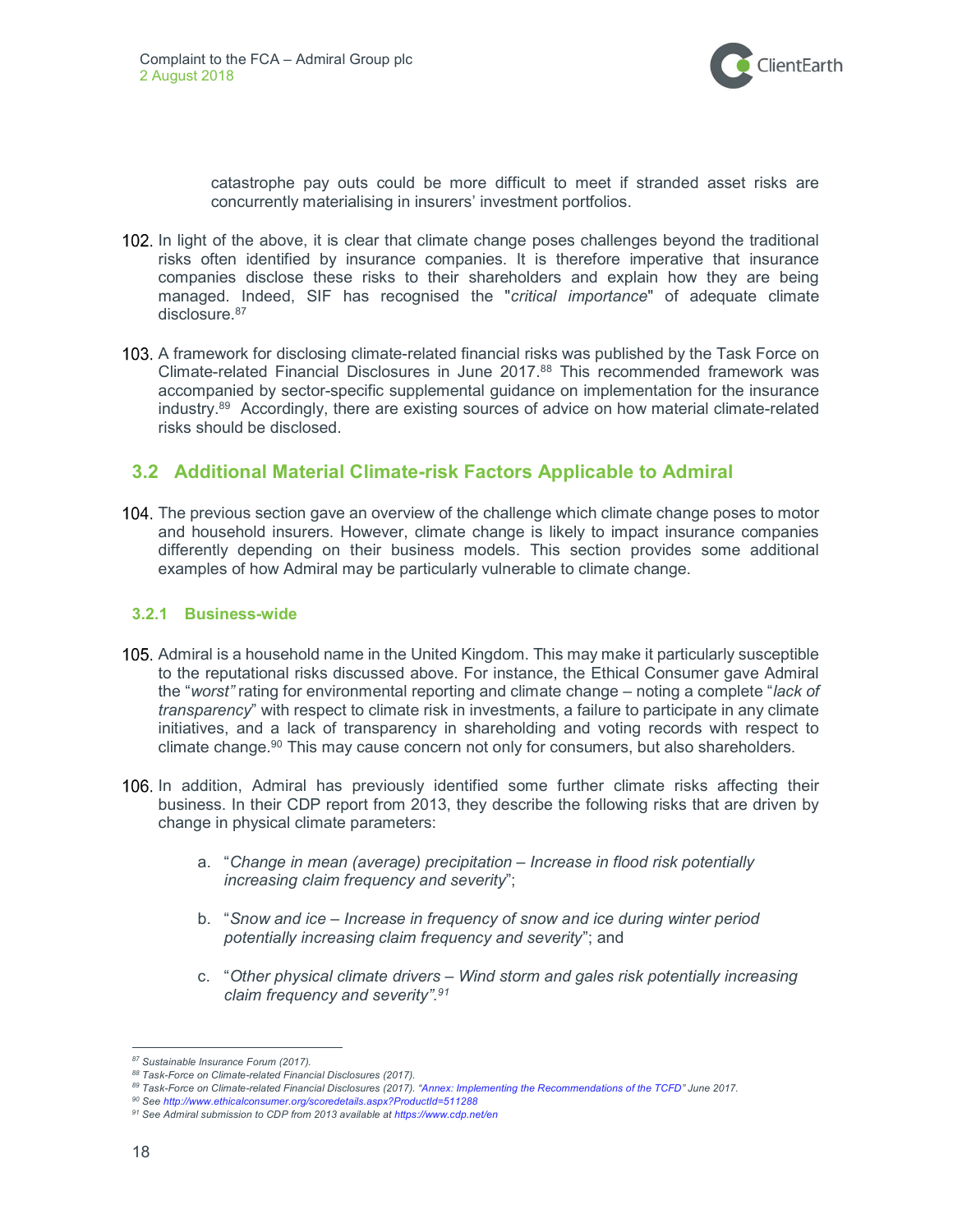catastrophe pay outs could be more difficult to meet if stranded asset risks are concurrently materialising in insurers' investment portfolios.

102. In light of the above, it is clear that climate change poses challenges beyond the traditional risks often identified by insurance companies. It is therefore imperative that insurance companies disclose these risks to their shareholders and explain how they are being managed. Indeed, SIF has recognised the "*critical importance*" of adequate climate disclosure.[87]

103. A framework for disclosing climate-related financial risks was published by the Task Force on Climate-related Financial Disclosures in June 2017.[88] This recommended framework was accompanied by sector-specific supplemental guidance on implementation for the insurance industry.[89] Accordingly, there are existing sources of advice on how material climate-related risks should be disclosed.

## 3.2 Additional Material Climate-risk Factors Applicable to Admiral

104. The previous section gave an overview of the challenge which climate change poses to motor and household insurers. However, climate change is likely to impact insurance companies differently depending on their business models. This section provides some additional examples of how Admiral may be particularly vulnerable to climate change.

### 3.2.1 Business-wide

105. Admiral is a household name in the United Kingdom. This may make it particularly susceptible to the reputational risks discussed above. For instance, the Ethical Consumer gave Admiral the "*worst"* rating for environmental reporting and climate change – noting a complete "*lack of transparency*" with respect to climate risk in investments, a failure to participate in any climate initiatives, and a lack of transparency in shareholding and voting records with respect to climate change.[90] This may cause concern not only for consumers, but also shareholders.

106. In addition, Admiral has previously identified some further climate risks affecting their business. In their CDP report from 2013, they describe the following risks that are driven by change in physical climate parameters:

   a. "*Change in mean (average) precipitation – Increase in flood risk potentially increasing claim frequency and severity*";

   b. "*Snow and ice – Increase in frequency of snow and ice during winter period potentially increasing claim frequency and severity*"; and

   c. "*Other physical climate drivers – Wind storm and gales risk potentially increasing claim frequency and severity".*[91]

---

[87] Sustainable Insurance Forum (2017).

[88] Task-Force on Climate-related Financial Disclosures (2017).

[89] Task-Force on Climate-related Financial Disclosures (2017). "Annex: Implementing the Recommendations of the TCFD" June 2017.

[90] See http://www.ethicalconsumer.org/scoredetails.aspx?ProductId=511288

[91] See Admiral submission to CDP from 2013 available at https://www.cdp.net/en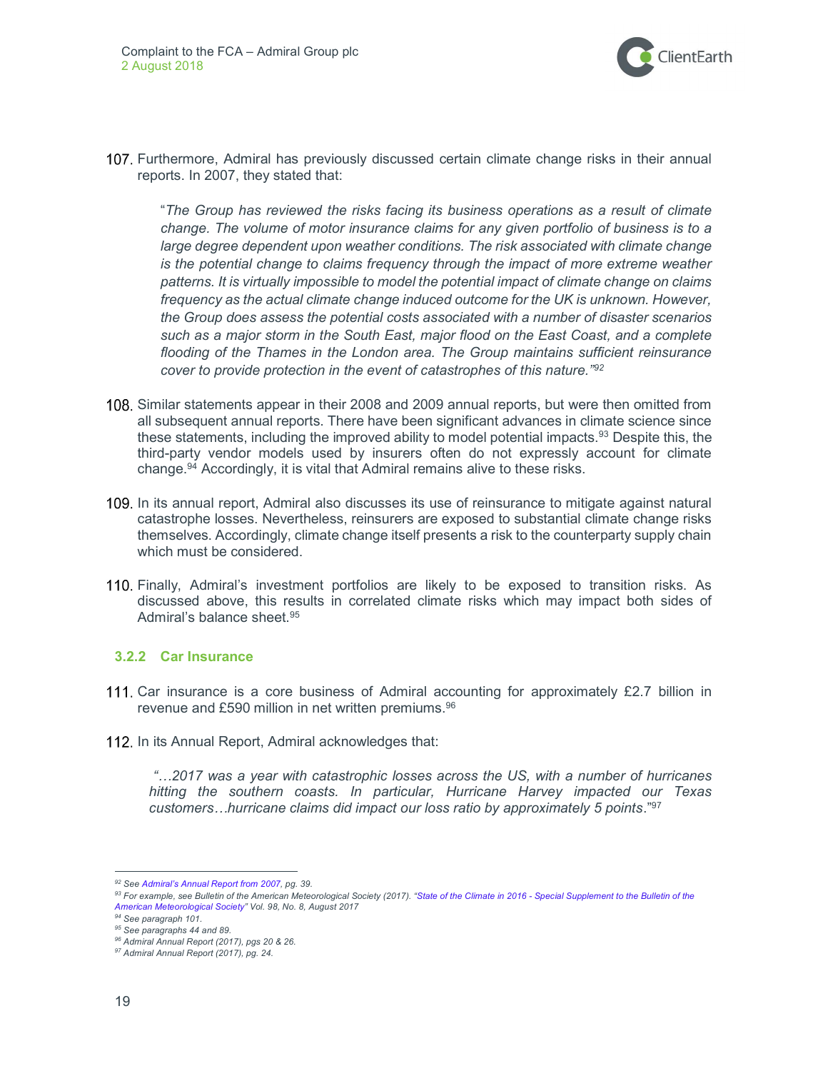107. Furthermore, Admiral has previously discussed certain climate change risks in their annual reports. In 2007, they stated that:

> "*The Group has reviewed the risks facing its business operations as a result of climate change. The volume of motor insurance claims for any given portfolio of business is to a large degree dependent upon weather conditions. The risk associated with climate change is the potential change to claims frequency through the impact of more extreme weather patterns. It is virtually impossible to model the potential impact of climate change on claims frequency as the actual climate change induced outcome for the UK is unknown. However, the Group does assess the potential costs associated with a number of disaster scenarios such as a major storm in the South East, major flood on the East Coast, and a complete flooding of the Thames in the London area. The Group maintains sufficient reinsurance cover to provide protection in the event of catastrophes of this nature."*[92]

108. Similar statements appear in their 2008 and 2009 annual reports, but were then omitted from all subsequent annual reports. There have been significant advances in climate science since these statements, including the improved ability to model potential impacts.[93] Despite this, the third-party vendor models used by insurers often do not expressly account for climate change.[94] Accordingly, it is vital that Admiral remains alive to these risks.

109. In its annual report, Admiral also discusses its use of reinsurance to mitigate against natural catastrophe losses. Nevertheless, reinsurers are exposed to substantial climate change risks themselves. Accordingly, climate change itself presents a risk to the counterparty supply chain which must be considered.

110. Finally, Admiral's investment portfolios are likely to be exposed to transition risks. As discussed above, this results in correlated climate risks which may impact both sides of Admiral's balance sheet.[95]

### 3.2.2 Car Insurance

111. Car insurance is a core business of Admiral accounting for approximately £2.7 billion in revenue and £590 million in net written premiums.[96]

112. In its Annual Report, Admiral acknowledges that:

> *"…2017 was a year with catastrophic losses across the US, with a number of hurricanes hitting the southern coasts. In particular, Hurricane Harvey impacted our Texas customers…hurricane claims did impact our loss ratio by approximately 5 points*."[97]

---

[92] See *Admiral's Annual Report from 2007*, pg. 39.

[93] For example, see Bulletin of the American Meteorological Society (2017). "*State of the Climate in 2016 - Special Supplement to the Bulletin of the American Meteorological Society*" Vol. 98, No. 8, August 2017

[94] See paragraph 101.

[95] See paragraphs 44 and 89.

[96] Admiral Annual Report (2017), pgs 20 & 26.

[97] Admiral Annual Report (2017), pg. 24.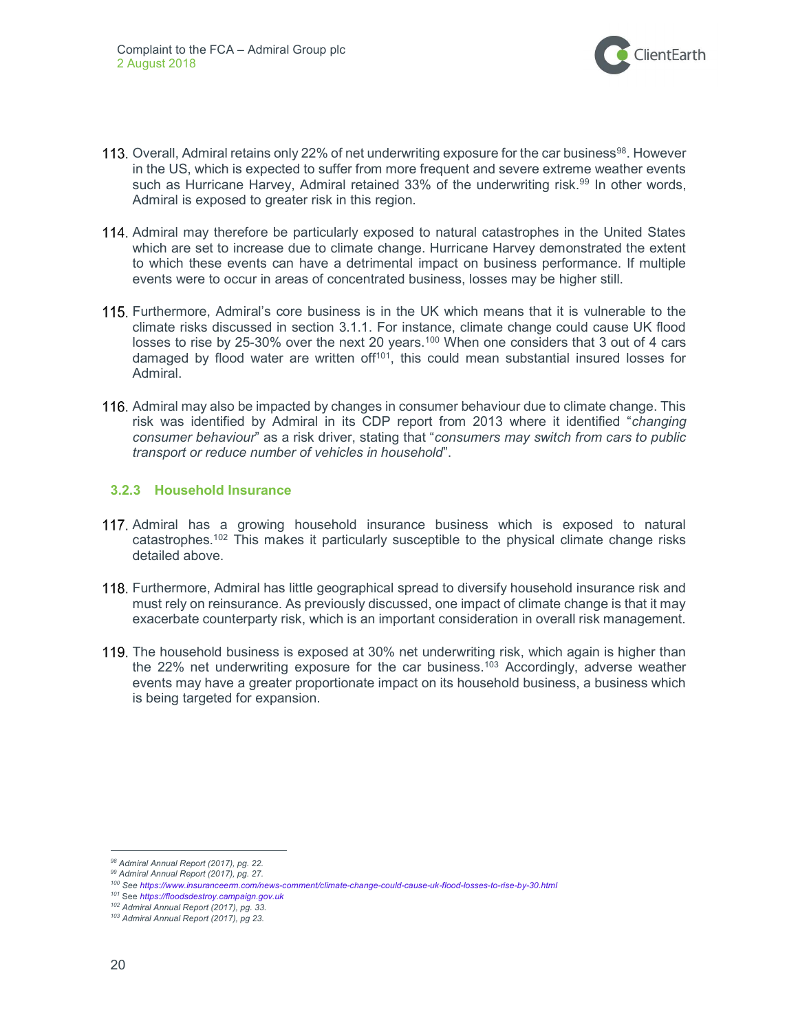113. Overall, Admiral retains only 22% of net underwriting exposure for the car business[98]. However in the US, which is expected to suffer from more frequent and severe extreme weather events such as Hurricane Harvey, Admiral retained 33% of the underwriting risk.[99] In other words, Admiral is exposed to greater risk in this region.

114. Admiral may therefore be particularly exposed to natural catastrophes in the United States which are set to increase due to climate change. Hurricane Harvey demonstrated the extent to which these events can have a detrimental impact on business performance. If multiple events were to occur in areas of concentrated business, losses may be higher still.

115. Furthermore, Admiral's core business is in the UK which means that it is vulnerable to the climate risks discussed in section 3.1.1. For instance, climate change could cause UK flood losses to rise by 25-30% over the next 20 years.[100] When one considers that 3 out of 4 cars damaged by flood water are written off[101], this could mean substantial insured losses for Admiral.

116. Admiral may also be impacted by changes in consumer behaviour due to climate change. This risk was identified by Admiral in its CDP report from 2013 where it identified "*changing consumer behaviour*" as a risk driver, stating that "*consumers may switch from cars to public transport or reduce number of vehicles in household*".

### 3.2.3 Household Insurance

117. Admiral has a growing household insurance business which is exposed to natural catastrophes.[102] This makes it particularly susceptible to the physical climate change risks detailed above.

118. Furthermore, Admiral has little geographical spread to diversify household insurance risk and must rely on reinsurance. As previously discussed, one impact of climate change is that it may exacerbate counterparty risk, which is an important consideration in overall risk management.

119. The household business is exposed at 30% net underwriting risk, which again is higher than the 22% net underwriting exposure for the car business.[103] Accordingly, adverse weather events may have a greater proportionate impact on its household business, a business which is being targeted for expansion.

---

[98] *Admiral Annual Report (2017), pg. 22.*
[99] *Admiral Annual Report (2017), pg. 27.*
[100] *See https://www.insuranceerm.com/news-comment/climate-change-could-cause-uk-flood-losses-to-rise-by-30.html*
[101] *See https://floodsdestroy.campaign.gov.uk*
[102] *Admiral Annual Report (2017), pg. 33.*
[103] *Admiral Annual Report (2017), pg 23.*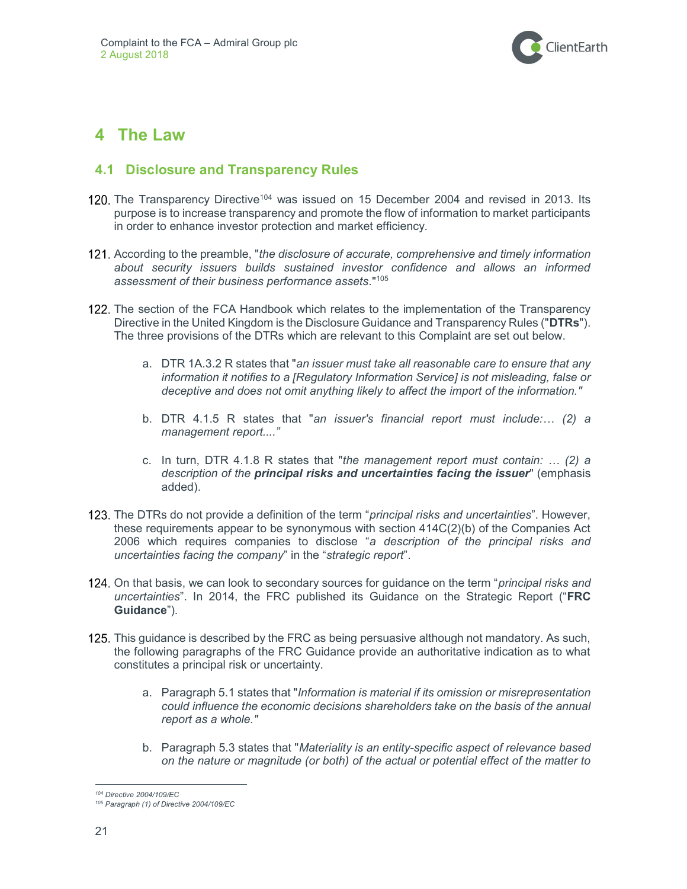# 4 The Law

## 4.1 Disclosure and Transparency Rules

120. The Transparency Directive[104] was issued on 15 December 2004 and revised in 2013. Its purpose is to increase transparency and promote the flow of information to market participants in order to enhance investor protection and market efficiency.

121. According to the preamble, "*the disclosure of accurate, comprehensive and timely information about security issuers builds sustained investor confidence and allows an informed assessment of their business performance assets*."[105]

122. The section of the FCA Handbook which relates to the implementation of the Transparency Directive in the United Kingdom is the Disclosure Guidance and Transparency Rules ("**DTRs**"). The three provisions of the DTRs which are relevant to this Complaint are set out below.

    a. DTR 1A.3.2 R states that "*an issuer must take all reasonable care to ensure that any information it notifies to a [Regulatory Information Service] is not misleading, false or deceptive and does not omit anything likely to affect the import of the information."*

    b. DTR 4.1.5 R states that "*an issuer's financial report must include:… (2) a management report....*"

    c. In turn, DTR 4.1.8 R states that "*the management report must contain: … (2) a description of the* ***principal risks and uncertainties facing the issuer***" (emphasis added).

123. The DTRs do not provide a definition of the term "*principal risks and uncertainties*". However, these requirements appear to be synonymous with section 414C(2)(b) of the Companies Act 2006 which requires companies to disclose "*a description of the principal risks and uncertainties facing the company*" in the "*strategic report*".

124. On that basis, we can look to secondary sources for guidance on the term "*principal risks and uncertainties*". In 2014, the FRC published its Guidance on the Strategic Report ("**FRC Guidance**").

125. This guidance is described by the FRC as being persuasive although not mandatory. As such, the following paragraphs of the FRC Guidance provide an authoritative indication as to what constitutes a principal risk or uncertainty.

    a. Paragraph 5.1 states that "*Information is material if its omission or misrepresentation could influence the economic decisions shareholders take on the basis of the annual report as a whole."*

    b. Paragraph 5.3 states that "*Materiality is an entity-specific aspect of relevance based on the nature or magnitude (or both) of the actual or potential effect of the matter to*

---

[104] *Directive 2004/109/EC*

[105] *Paragraph (1) of Directive 2004/109/EC*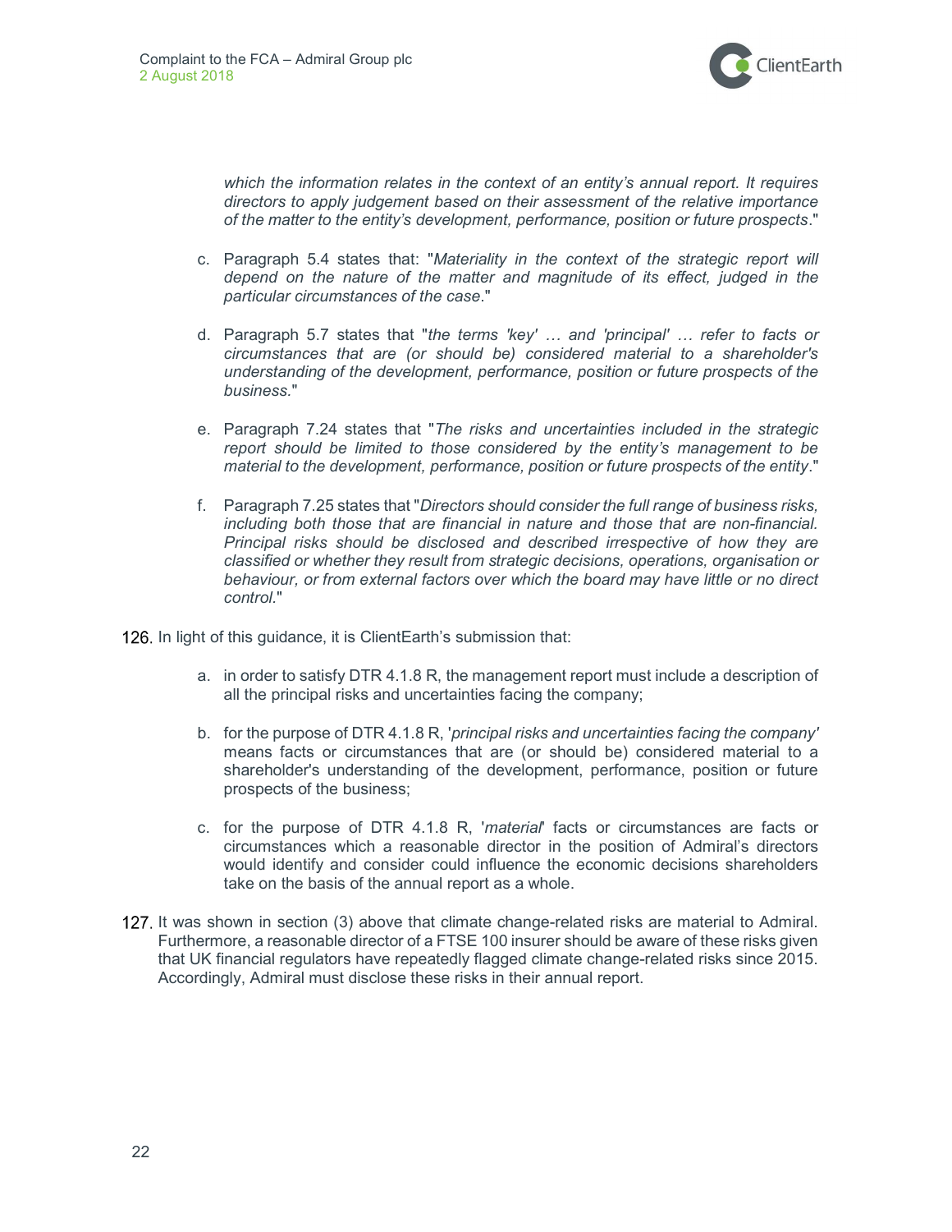*which the information relates in the context of an entity's annual report. It requires directors to apply judgement based on their assessment of the relative importance of the matter to the entity's development, performance, position or future prospects*."

c. Paragraph 5.4 states that: "*Materiality in the context of the strategic report will depend on the nature of the matter and magnitude of its effect, judged in the particular circumstances of the case*."

d. Paragraph 5.7 states that "*the terms 'key' … and 'principal' … refer to facts or circumstances that are (or should be) considered material to a shareholder's understanding of the development, performance, position or future prospects of the business.*"

e. Paragraph 7.24 states that "*The risks and uncertainties included in the strategic report should be limited to those considered by the entity's management to be material to the development, performance, position or future prospects of the entity*."

f. Paragraph 7.25 states that "*Directors should consider the full range of business risks, including both those that are financial in nature and those that are non-financial. Principal risks should be disclosed and described irrespective of how they are classified or whether they result from strategic decisions, operations, organisation or behaviour, or from external factors over which the board may have little or no direct control.*"

126. In light of this guidance, it is ClientEarth's submission that:

a. in order to satisfy DTR 4.1.8 R, the management report must include a description of all the principal risks and uncertainties facing the company;

b. for the purpose of DTR 4.1.8 R, '*principal risks and uncertainties facing the company*' means facts or circumstances that are (or should be) considered material to a shareholder's understanding of the development, performance, position or future prospects of the business;

c. for the purpose of DTR 4.1.8 R, '*material*' facts or circumstances are facts or circumstances which a reasonable director in the position of Admiral's directors would identify and consider could influence the economic decisions shareholders take on the basis of the annual report as a whole.

127. It was shown in section (3) above that climate change-related risks are material to Admiral. Furthermore, a reasonable director of a FTSE 100 insurer should be aware of these risks given that UK financial regulators have repeatedly flagged climate change-related risks since 2015. Accordingly, Admiral must disclose these risks in their annual report.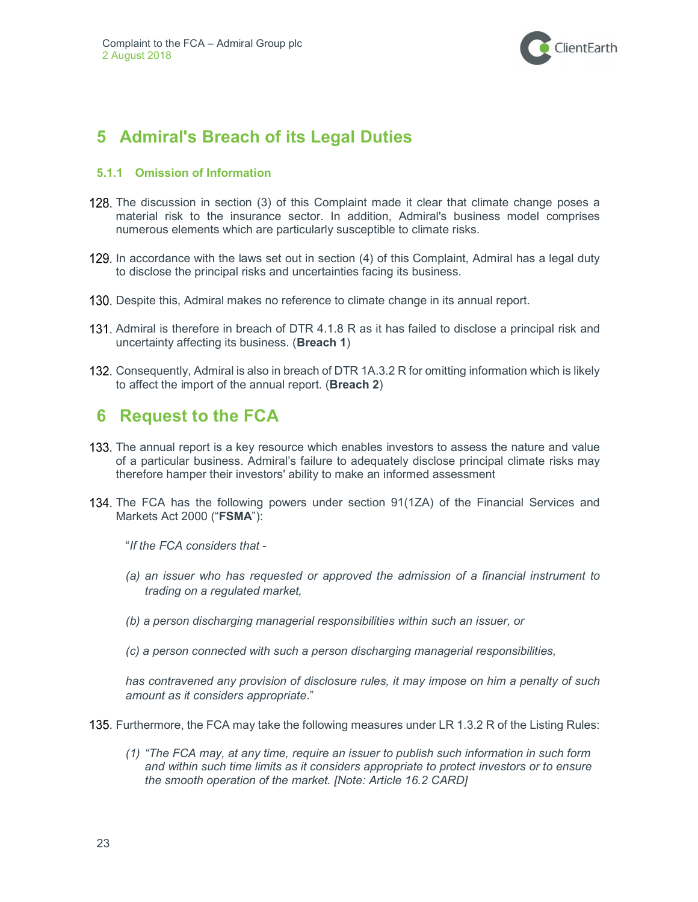## 5 Admiral's Breach of its Legal Duties

### 5.1.1 Omission of Information

128. The discussion in section (3) of this Complaint made it clear that climate change poses a material risk to the insurance sector. In addition, Admiral's business model comprises numerous elements which are particularly susceptible to climate risks.

129. In accordance with the laws set out in section (4) of this Complaint, Admiral has a legal duty to disclose the principal risks and uncertainties facing its business.

130. Despite this, Admiral makes no reference to climate change in its annual report.

131. Admiral is therefore in breach of DTR 4.1.8 R as it has failed to disclose a principal risk and uncertainty affecting its business. (**Breach 1**)

132. Consequently, Admiral is also in breach of DTR 1A.3.2 R for omitting information which is likely to affect the import of the annual report. (**Breach 2**)

## 6 Request to the FCA

133. The annual report is a key resource which enables investors to assess the nature and value of a particular business. Admiral's failure to adequately disclose principal climate risks may therefore hamper their investors' ability to make an informed assessment

134. The FCA has the following powers under section 91(1ZA) of the Financial Services and Markets Act 2000 ("**FSMA**"):

    "*If the FCA considers that -*

    *(a) an issuer who has requested or approved the admission of a financial instrument to trading on a regulated market,*

    *(b) a person discharging managerial responsibilities within such an issuer, or*

    *(c) a person connected with such a person discharging managerial responsibilities,*

    *has contravened any provision of disclosure rules, it may impose on him a penalty of such amount as it considers appropriate*."

135. Furthermore, the FCA may take the following measures under LR 1.3.2 R of the Listing Rules:

    *(1) "The FCA may, at any time, require an issuer to publish such information in such form and within such time limits as it considers appropriate to protect investors or to ensure the smooth operation of the market. [Note: Article 16.2 CARD]*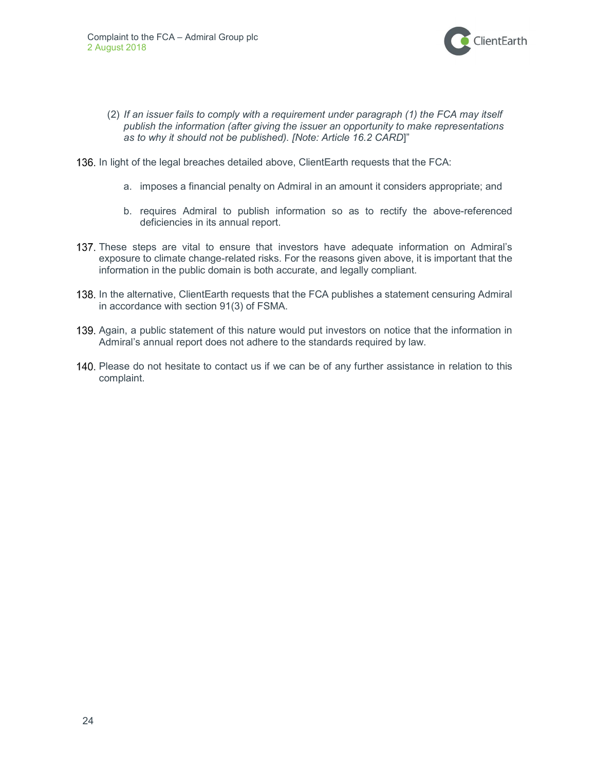(2) *If an issuer fails to comply with a requirement under paragraph (1) the FCA may itself publish the information (after giving the issuer an opportunity to make representations as to why it should not be published). [Note: Article 16.2 CARD*]"

136. In light of the legal breaches detailed above, ClientEarth requests that the FCA:

    a. imposes a financial penalty on Admiral in an amount it considers appropriate; and

    b. requires Admiral to publish information so as to rectify the above-referenced deficiencies in its annual report.

137. These steps are vital to ensure that investors have adequate information on Admiral's exposure to climate change-related risks. For the reasons given above, it is important that the information in the public domain is both accurate, and legally compliant.

138. In the alternative, ClientEarth requests that the FCA publishes a statement censuring Admiral in accordance with section 91(3) of FSMA.

139. Again, a public statement of this nature would put investors on notice that the information in Admiral's annual report does not adhere to the standards required by law.

140. Please do not hesitate to contact us if we can be of any further assistance in relation to this complaint.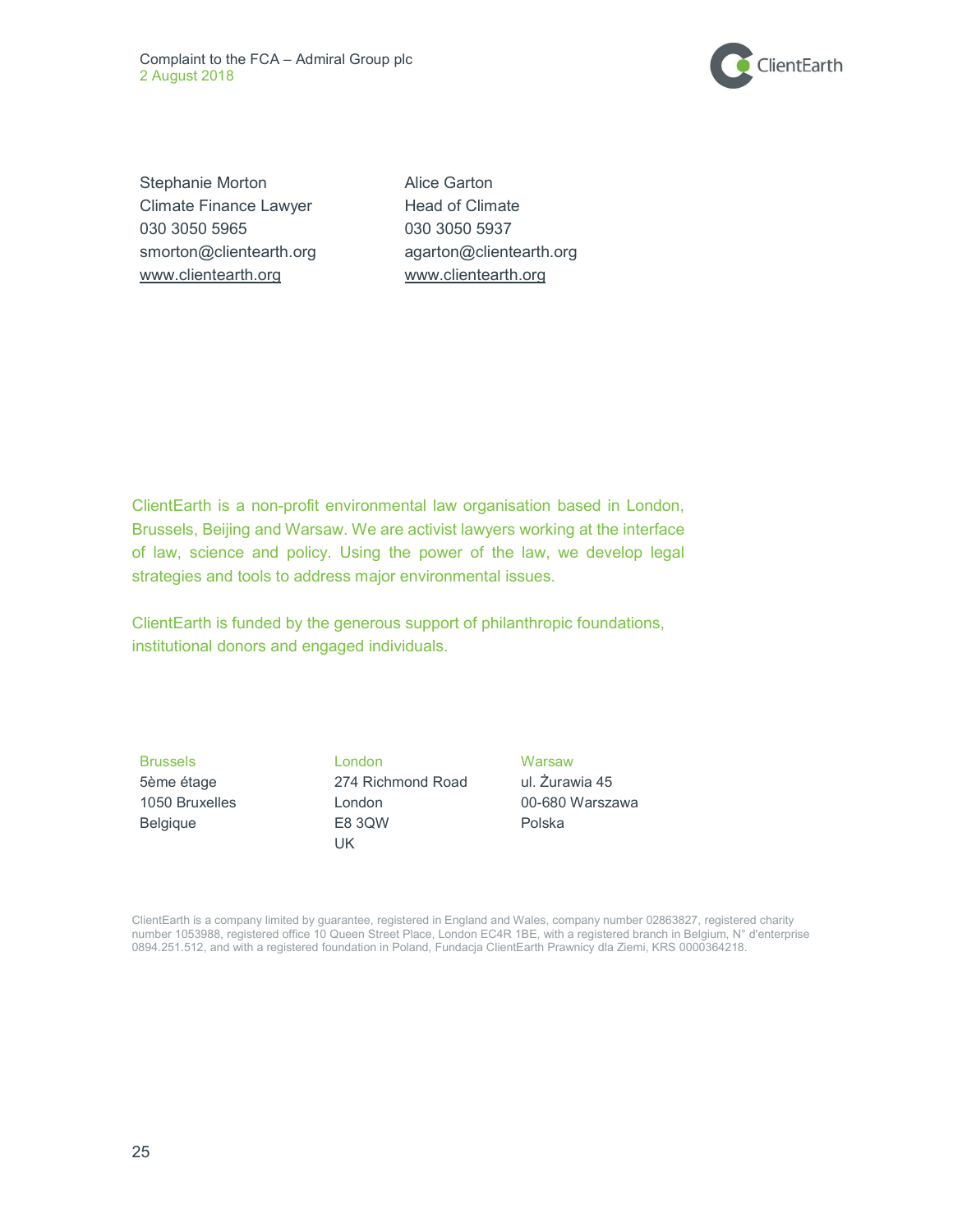Stephanie Morton
Climate Finance Lawyer
030 3050 5965
smorton@clientearth.org
www.clientearth.org

Alice Garton
Head of Climate
030 3050 5937
agarton@clientearth.org
www.clientearth.org

ClientEarth is a non-profit environmental law organisation based in London, Brussels, Beijing and Warsaw. We are activist lawyers working at the interface of law, science and policy. Using the power of the law, we develop legal strategies and tools to address major environmental issues.

ClientEarth is funded by the generous support of philanthropic foundations, institutional donors and engaged individuals.

Brussels
5ème étage
1050 Bruxelles
Belgique

London
274 Richmond Road
London
E8 3QW
UK

Warsaw
ul. Żurawia 45
00-680 Warszawa
Polska

ClientEarth is a company limited by guarantee, registered in England and Wales, company number 02863827, registered charity number 1053988, registered office 10 Queen Street Place, London EC4R 1BE, with a registered branch in Belgium, N° d'enterprise 0894.251.512, and with a registered foundation in Poland, Fundacja ClientEarth Prawnicy dla Ziemi, KRS 0000364218.